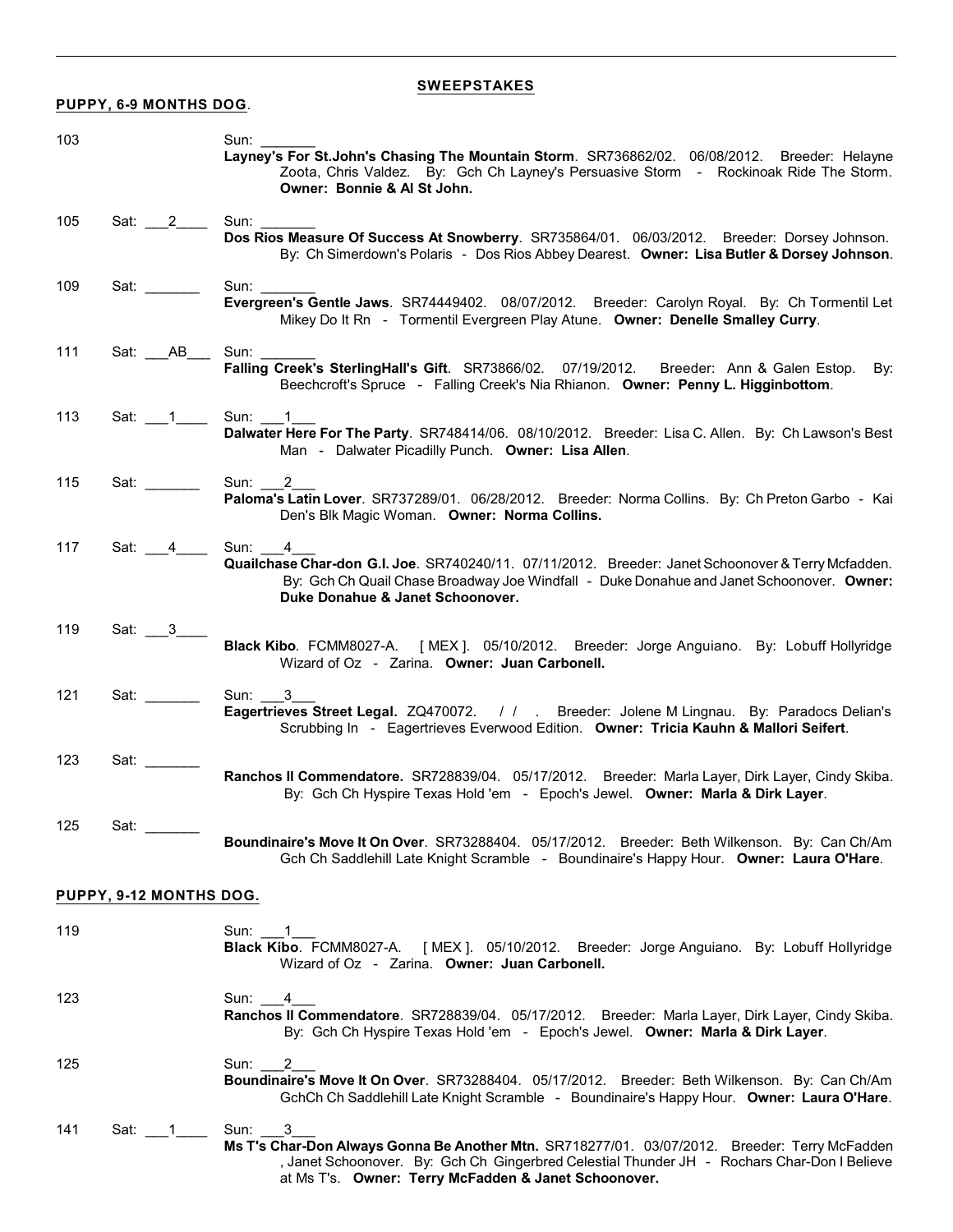## SWEEPSTAKES

### PUPPY, 6-9 MONTHS DOG.

103 Sun: _______
**Layney's For St.John's Chasing The Mountain Storm**. SR736862/02. 06/08/2012. Breeder: Helayne Zoota, Chris Valdez. By: Gch Ch Layney's Persuasive Storm - Rockinoak Ride The Storm. **Owner: Bonnie & Al St John.**

105 Sat: ___2____ Sun: _______
**Dos Rios Measure Of Success At Snowberry**. SR735864/01. 06/03/2012. Breeder: Dorsey Johnson. By: Ch Simerdown's Polaris - Dos Rios Abbey Dearest. **Owner: Lisa Butler & Dorsey Johnson**.

109 Sat: _______ Sun: _______
**Evergreen's Gentle Jaws**. SR74449402. 08/07/2012. Breeder: Carolyn Royal. By: Ch Tormentil Let Mikey Do It Rn - Tormentil Evergreen Play Atune. **Owner: Denelle Smalley Curry**.

111 Sat: ___AB___ Sun: _______
**Falling Creek's SterlingHall's Gift**. SR73866/02. 07/19/2012. Breeder: Ann & Galen Estop. By: Beechcroft's Spruce - Falling Creek's Nia Rhianon. **Owner: Penny L. Higginbottom**.

113 Sat: ___1____ Sun: ___1___
**Dalwater Here For The Party**. SR748414/06. 08/10/2012. Breeder: Lisa C. Allen. By: Ch Lawson's Best Man - Dalwater Picadilly Punch. **Owner: Lisa Allen**.

115 Sat: _______ Sun: ___2___
**Paloma's Latin Lover**. SR737289/01. 06/28/2012. Breeder: Norma Collins. By: Ch Preton Garbo - Kai Den's Blk Magic Woman. **Owner: Norma Collins.**

117 Sat: ___4____ Sun: ___4___
**Quailchase Char-don G.I. Joe**. SR740240/11. 07/11/2012. Breeder: Janet Schoonover & Terry Mcfadden. By: Gch Ch Quail Chase Broadway Joe Windfall - Duke Donahue and Janet Schoonover. **Owner: Duke Donahue & Janet Schoonover.**

119 Sat: ___3____
**Black Kibo**. FCMM8027-A. [ MEX ]. 05/10/2012. Breeder: Jorge Anguiano. By: Lobuff Hollyridge Wizard of Oz - Zarina. **Owner: Juan Carbonell.**

121 Sat: _______ Sun: ___3___
**Eagertrieves Street Legal.** ZQ470072. / / . Breeder: Jolene M Lingnau. By: Paradocs Delian's Scrubbing In - Eagertrieves Everwood Edition. **Owner: Tricia Kauhn & Mallori Seifert**.

123 Sat: _______
**Ranchos Il Commendatore.** SR728839/04. 05/17/2012. Breeder: Marla Layer, Dirk Layer, Cindy Skiba. By: Gch Ch Hyspire Texas Hold 'em - Epoch's Jewel. **Owner: Marla & Dirk Layer**.

125 Sat: _______
**Boundinaire's Move It On Over**. SR73288404. 05/17/2012. Breeder: Beth Wilkenson. By: Can Ch/Am Gch Ch Saddlehill Late Knight Scramble - Boundinaire's Happy Hour. **Owner: Laura O'Hare**.

### PUPPY, 9-12 MONTHS DOG.

119 Sun: ___1___
**Black Kibo**. FCMM8027-A. [ MEX ]. 05/10/2012. Breeder: Jorge Anguiano. By: Lobuff Hollyridge Wizard of Oz - Zarina. **Owner: Juan Carbonell.**

123 Sun: ___4___
**Ranchos Il Commendatore**. SR728839/04. 05/17/2012. Breeder: Marla Layer, Dirk Layer, Cindy Skiba. By: Gch Ch Hyspire Texas Hold 'em - Epoch's Jewel. **Owner: Marla & Dirk Layer**.

125 Sun: ___2___
**Boundinaire's Move It On Over**. SR73288404. 05/17/2012. Breeder: Beth Wilkenson. By: Can Ch/Am GchCh Ch Saddlehill Late Knight Scramble - Boundinaire's Happy Hour. **Owner: Laura O'Hare**.

141 Sat: ___1____ Sun: ___3___
**Ms T's Char-Don Always Gonna Be Another Mtn.** SR718277/01. 03/07/2012. Breeder: Terry McFadden , Janet Schoonover. By: Gch Ch Gingerbred Celestial Thunder JH - Rochars Char-Don I Believe at Ms T's. **Owner: Terry McFadden & Janet Schoonover.**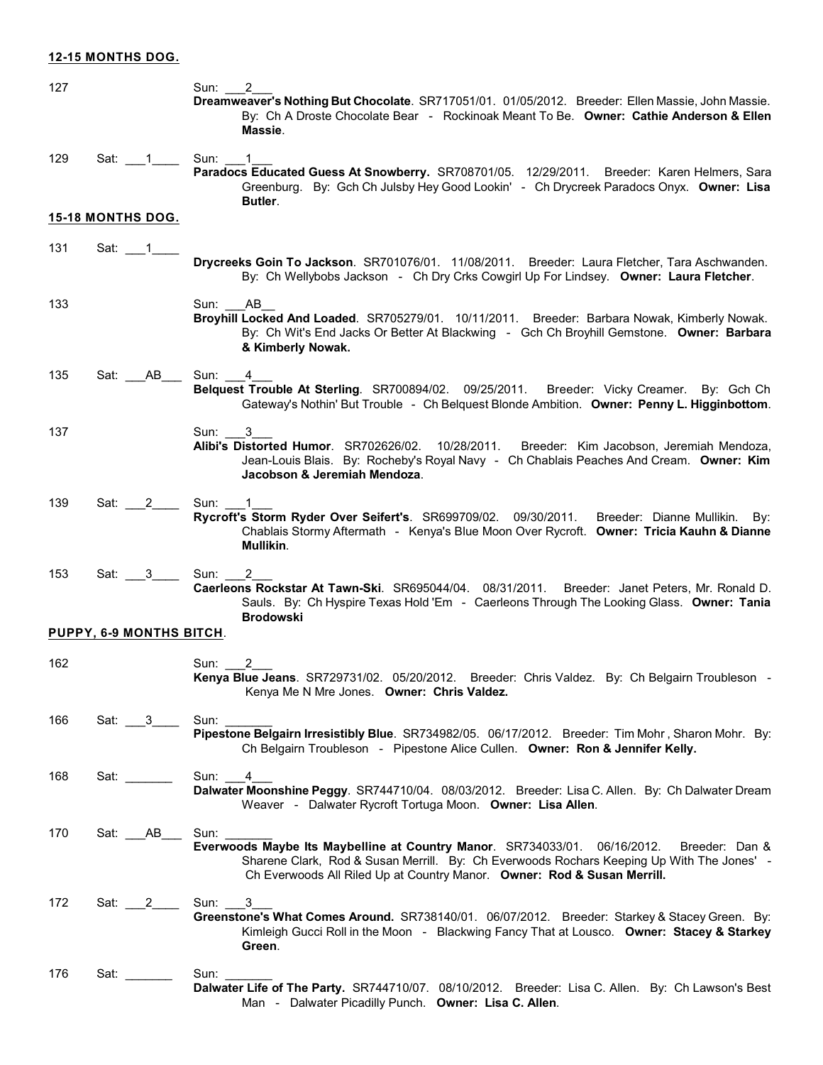**12-15 MONTHS DOG.**

127 Sun: \_\_\_2\_\_\_
**Dreamweaver's Nothing But Chocolate**. SR717051/01. 01/05/2012. Breeder: Ellen Massie, John Massie. By: Ch A Droste Chocolate Bear - Rockinoak Meant To Be. **Owner: Cathie Anderson & Ellen Massie**.

129 Sat: \_\_\_1\_\_\_\_ Sun: \_\_\_1\_\_\_
**Paradocs Educated Guess At Snowberry.** SR708701/05. 12/29/2011. Breeder: Karen Helmers, Sara Greenburg. By: Gch Ch Julsby Hey Good Lookin' - Ch Drycreek Paradocs Onyx. **Owner: Lisa Butler**.

**15-18 MONTHS DOG.**

131 Sat: \_\_\_1\_\_\_\_
**Drycreeks Goin To Jackson**. SR701076/01. 11/08/2011. Breeder: Laura Fletcher, Tara Aschwanden. By: Ch Wellybobs Jackson - Ch Dry Crks Cowgirl Up For Lindsey. **Owner: Laura Fletcher**.

133 Sun: \_\_\_AB\_\_
**Broyhill Locked And Loaded**. SR705279/01. 10/11/2011. Breeder: Barbara Nowak, Kimberly Nowak. By: Ch Wit's End Jacks Or Better At Blackwing - Gch Ch Broyhill Gemstone. **Owner: Barbara & Kimberly Nowak.**

135 Sat: \_\_\_AB\_\_\_ Sun: \_\_\_4\_\_\_
**Belquest Trouble At Sterling**. SR700894/02. 09/25/2011. Breeder: Vicky Creamer. By: Gch Ch Gateway's Nothin' But Trouble - Ch Belquest Blonde Ambition. **Owner: Penny L. Higginbottom**.

137 Sun: \_\_\_3\_\_\_
**Alibi's Distorted Humor**. SR702626/02. 10/28/2011. Breeder: Kim Jacobson, Jeremiah Mendoza, Jean-Louis Blais. By: Rocheby's Royal Navy - Ch Chablais Peaches And Cream. **Owner: Kim Jacobson & Jeremiah Mendoza**.

139 Sat: \_\_\_2\_\_\_\_ Sun: \_\_\_1\_\_\_
**Rycroft's Storm Ryder Over Seifert's**. SR699709/02. 09/30/2011. Breeder: Dianne Mullikin. By: Chablais Stormy Aftermath - Kenya's Blue Moon Over Rycroft. **Owner: Tricia Kauhn & Dianne Mullikin**.

153 Sat: \_\_\_3\_\_\_\_ Sun: \_\_\_2\_\_\_
**Caerleons Rockstar At Tawn-Ski**. SR695044/04. 08/31/2011. Breeder: Janet Peters, Mr. Ronald D. Sauls. By: Ch Hyspire Texas Hold 'Em - Caerleons Through The Looking Glass. **Owner: Tania Brodowski**

**PUPPY, 6-9 MONTHS BITCH**.

162 Sun: \_\_\_2\_\_\_
**Kenya Blue Jeans**. SR729731/02. 05/20/2012. Breeder: Chris Valdez. By: Ch Belgairn Troubleson - Kenya Me N Mre Jones. **Owner: Chris Valdez.**

166 Sat: \_\_\_3\_\_\_\_ Sun: \_\_\_\_\_\_\_
**Pipestone Belgairn Irresistibly Blue**. SR734982/05. 06/17/2012. Breeder: Tim Mohr , Sharon Mohr. By: Ch Belgairn Troubleson - Pipestone Alice Cullen. **Owner: Ron & Jennifer Kelly.**

168 Sat: \_\_\_\_\_\_\_ Sun: \_\_\_4\_\_\_
**Dalwater Moonshine Peggy**. SR744710/04. 08/03/2012. Breeder: Lisa C. Allen. By: Ch Dalwater Dream Weaver - Dalwater Rycroft Tortuga Moon. **Owner: Lisa Allen**.

170 Sat: \_\_\_AB\_\_\_ Sun: \_\_\_\_\_\_\_
**Everwoods Maybe Its Maybelline at Country Manor**. SR734033/01. 06/16/2012. Breeder: Dan & Sharene Clark, Rod & Susan Merrill. By: Ch Everwoods Rochars Keeping Up With The Jones' - Ch Everwoods All Riled Up at Country Manor. **Owner: Rod & Susan Merrill.**

172 Sat: \_\_\_2\_\_\_\_ Sun: \_\_\_3\_\_\_
**Greenstone's What Comes Around.** SR738140/01. 06/07/2012. Breeder: Starkey & Stacey Green. By: Kimleigh Gucci Roll in the Moon - Blackwing Fancy That at Lousco. **Owner: Stacey & Starkey Green**.

176 Sat: \_\_\_\_\_\_\_ Sun: \_\_\_\_\_\_\_
**Dalwater Life of The Party.** SR744710/07. 08/10/2012. Breeder: Lisa C. Allen. By: Ch Lawson's Best Man - Dalwater Picadilly Punch. **Owner: Lisa C. Allen**.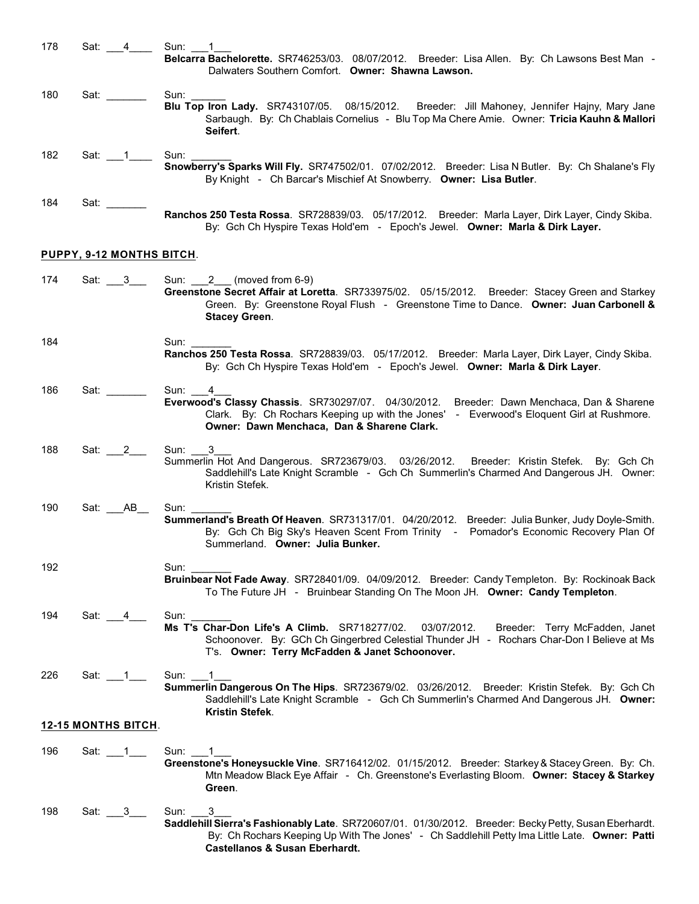178 Sat: \_\_\_4\_\_\_\_ Sun: \_\_\_1\_\_\_
**Belcarra Bachelorette.** SR746253/03. 08/07/2012. Breeder: Lisa Allen. By: Ch Lawsons Best Man - Dalwaters Southern Comfort. **Owner: Shawna Lawson.**

180 Sat: \_\_\_\_\_\_\_ Sun: \_\_\_\_\_\_
**Blu Top Iron Lady.** SR743107/05. 08/15/2012. Breeder: Jill Mahoney, Jennifer Hajny, Mary Jane Sarbaugh. By: Ch Chablais Cornelius - Blu Top Ma Chere Amie. Owner: **Tricia Kauhn & Mallori Seifert**.

182 Sat: \_\_\_1\_\_\_\_ Sun: \_\_\_\_\_\_\_
**Snowberry's Sparks Will Fly.** SR747502/01. 07/02/2012. Breeder: Lisa N Butler. By: Ch Shalane's Fly By Knight - Ch Barcar's Mischief At Snowberry. **Owner: Lisa Butler**.

184 Sat: \_\_\_\_\_\_\_
**Ranchos 250 Testa Rossa**. SR728839/03. 05/17/2012. Breeder: Marla Layer, Dirk Layer, Cindy Skiba. By: Gch Ch Hyspire Texas Hold'em - Epoch's Jewel. **Owner: Marla & Dirk Layer.**

**PUPPY, 9-12 MONTHS BITCH**.

174 Sat: \_\_\_3\_\_\_ Sun: \_\_\_2\_\_\_ (moved from 6-9)
**Greenstone Secret Affair at Loretta**. SR733975/02. 05/15/2012. Breeder: Stacey Green and Starkey Green. By: Greenstone Royal Flush - Greenstone Time to Dance. **Owner: Juan Carbonell & Stacey Green**.

184 Sun: \_\_\_\_\_\_\_
**Ranchos 250 Testa Rossa**. SR728839/03. 05/17/2012. Breeder: Marla Layer, Dirk Layer, Cindy Skiba. By: Gch Ch Hyspire Texas Hold'em - Epoch's Jewel. **Owner: Marla & Dirk Layer**.

186 Sat: \_\_\_\_\_\_\_ Sun: \_\_\_4\_\_\_
**Everwood's Classy Chassis**. SR730297/07. 04/30/2012. Breeder: Dawn Menchaca, Dan & Sharene Clark. By: Ch Rochars Keeping up with the Jones' - Everwood's Eloquent Girl at Rushmore. **Owner: Dawn Menchaca, Dan & Sharene Clark.**

188 Sat: \_\_\_2\_\_\_ Sun: \_\_\_3\_\_\_
Summerlin Hot And Dangerous. SR723679/03. 03/26/2012. Breeder: Kristin Stefek. By: Gch Ch Saddlehill's Late Knight Scramble - Gch Ch Summerlin's Charmed And Dangerous JH. Owner: Kristin Stefek.

190 Sat: \_\_\_AB\_\_ Sun: \_\_\_\_\_\_\_
**Summerland's Breath Of Heaven**. SR731317/01. 04/20/2012. Breeder: Julia Bunker, Judy Doyle-Smith. By: Gch Ch Big Sky's Heaven Scent From Trinity - Pomador's Economic Recovery Plan Of Summerland. **Owner: Julia Bunker.**

192 Sun: \_\_\_\_\_\_\_
**Bruinbear Not Fade Away**. SR728401/09. 04/09/2012. Breeder: Candy Templeton. By: Rockinoak Back To The Future JH - Bruinbear Standing On The Moon JH. **Owner: Candy Templeton**.

194 Sat: \_\_\_4\_\_\_ Sun: \_\_\_\_\_\_\_
**Ms T's Char-Don Life's A Climb.** SR718277/02. 03/07/2012. Breeder: Terry McFadden, Janet Schoonover. By: GCh Ch Gingerbred Celestial Thunder JH - Rochars Char-Don I Believe at Ms T's. **Owner: Terry McFadden & Janet Schoonover.**

226 Sat: \_\_\_1\_\_\_ Sun: \_\_\_1\_\_\_
**Summerlin Dangerous On The Hips**. SR723679/02. 03/26/2012. Breeder: Kristin Stefek. By: Gch Ch Saddlehill's Late Knight Scramble - Gch Ch Summerlin's Charmed And Dangerous JH. **Owner: Kristin Stefek**.

**12-15 MONTHS BITCH**.

196 Sat: \_\_\_1\_\_\_ Sun: \_\_\_1\_\_\_
**Greenstone's Honeysuckle Vine**. SR716412/02. 01/15/2012. Breeder: Starkey & Stacey Green. By: Ch. Mtn Meadow Black Eye Affair - Ch. Greenstone's Everlasting Bloom. **Owner: Stacey & Starkey Green**.

198 Sat: \_\_\_3\_\_\_ Sun: \_\_\_3\_\_\_
**Saddlehill Sierra's Fashionably Late**. SR720607/01. 01/30/2012. Breeder: Becky Petty, Susan Eberhardt. By: Ch Rochars Keeping Up With The Jones' - Ch Saddlehill Petty Ima Little Late. **Owner: Patti Castellanos & Susan Eberhardt.**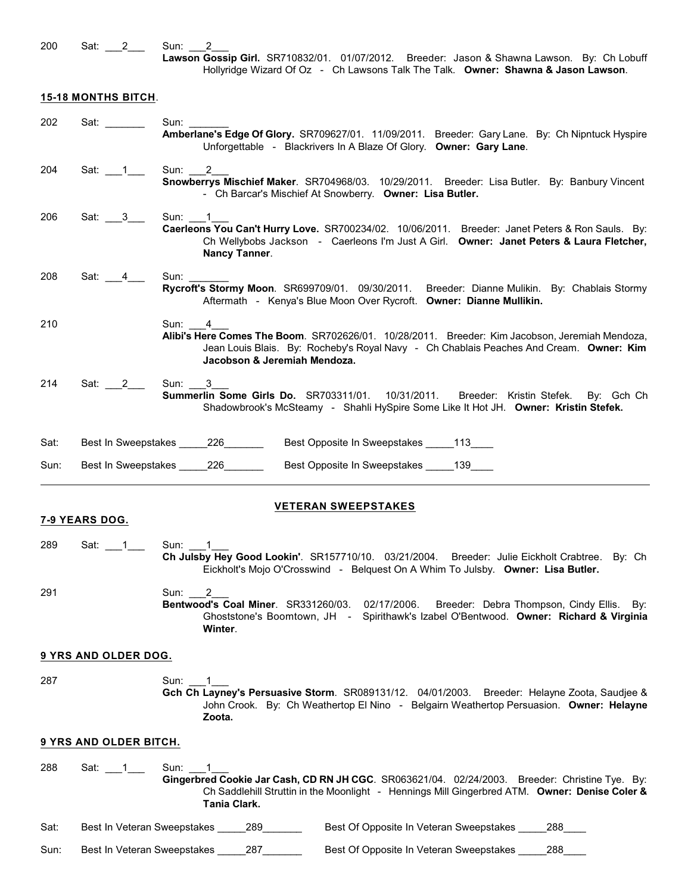200 Sat: ___2___ Sun: ___2___
**Lawson Gossip Girl.** SR710832/01. 01/07/2012. Breeder: Jason & Shawna Lawson. By: Ch Lobuff Hollyridge Wizard Of Oz - Ch Lawsons Talk The Talk. **Owner: Shawna & Jason Lawson**.

**15-18 MONTHS BITCH**.

202 Sat: _______ Sun: _______
**Amberlane's Edge Of Glory.** SR709627/01. 11/09/2011. Breeder: Gary Lane. By: Ch Nipntuck Hyspire Unforgettable - Blackrivers In A Blaze Of Glory. **Owner: Gary Lane**.

204 Sat: ___1___ Sun: ___2___
**Snowberrys Mischief Maker**. SR704968/03. 10/29/2011. Breeder: Lisa Butler. By: Banbury Vincent - Ch Barcar's Mischief At Snowberry. **Owner: Lisa Butler.**

206 Sat: ___3___ Sun: ___1___
**Caerleons You Can't Hurry Love.** SR700234/02. 10/06/2011. Breeder: Janet Peters & Ron Sauls. By: Ch Wellybobs Jackson - Caerleons I'm Just A Girl. **Owner: Janet Peters & Laura Fletcher, Nancy Tanner**.

208 Sat: ___4___ Sun: _______
**Rycroft's Stormy Moon**. SR699709/01. 09/30/2011. Breeder: Dianne Mulikin. By: Chablais Stormy Aftermath - Kenya's Blue Moon Over Rycroft. **Owner: Dianne Mullikin.**

210 Sun: ___4___
**Alibi's Here Comes The Boom**. SR702626/01. 10/28/2011. Breeder: Kim Jacobson, Jeremiah Mendoza, Jean Louis Blais. By: Rocheby's Royal Navy - Ch Chablais Peaches And Cream. **Owner: Kim Jacobson & Jeremiah Mendoza.**

214 Sat: ___2___ Sun: ___3___
**Summerlin Some Girls Do.** SR703311/01. 10/31/2011. Breeder: Kristin Stefek. By: Gch Ch Shadowbrook's McSteamy - Shahli HySpire Some Like It Hot JH. **Owner: Kristin Stefek.**

Sat: Best In Sweepstakes _____226_______ Best Opposite In Sweepstakes _____113____

Sun: Best In Sweepstakes _____226_______ Best Opposite In Sweepstakes _____139____

---

## VETERAN SWEEPSTAKES

**7-9 YEARS DOG.**

289 Sat: ___1___ Sun: ___1___
**Ch Julsby Hey Good Lookin'**. SR157710/10. 03/21/2004. Breeder: Julie Eickholt Crabtree. By: Ch Eickholt's Mojo O'Crosswind - Belquest On A Whim To Julsby. **Owner: Lisa Butler.**

291 Sun: ___2___
**Bentwood's Coal Miner**. SR331260/03. 02/17/2006. Breeder: Debra Thompson, Cindy Ellis. By: Ghoststone's Boomtown, JH - Spirithawk's Izabel O'Bentwood. **Owner: Richard & Virginia Winter**.

**9 YRS AND OLDER DOG.**

287 Sun: ___1___
**Gch Ch Layney's Persuasive Storm**. SR089131/12. 04/01/2003. Breeder: Helayne Zoota, Saudjee & John Crook. By: Ch Weathertop El Nino - Belgairn Weathertop Persuasion. **Owner: Helayne Zoota.**

**9 YRS AND OLDER BITCH.**

288 Sat: ___1___ Sun: ___1___
**Gingerbred Cookie Jar Cash, CD RN JH CGC**. SR063621/04. 02/24/2003. Breeder: Christine Tye. By: Ch Saddlehill Struttin in the Moonlight - Hennings Mill Gingerbred ATM. **Owner: Denise Coler & Tania Clark.**

Sat: Best In Veteran Sweepstakes _____289_______ Best Of Opposite In Veteran Sweepstakes _____288____

Sun: Best In Veteran Sweepstakes _____287_______ Best Of Opposite In Veteran Sweepstakes _____288____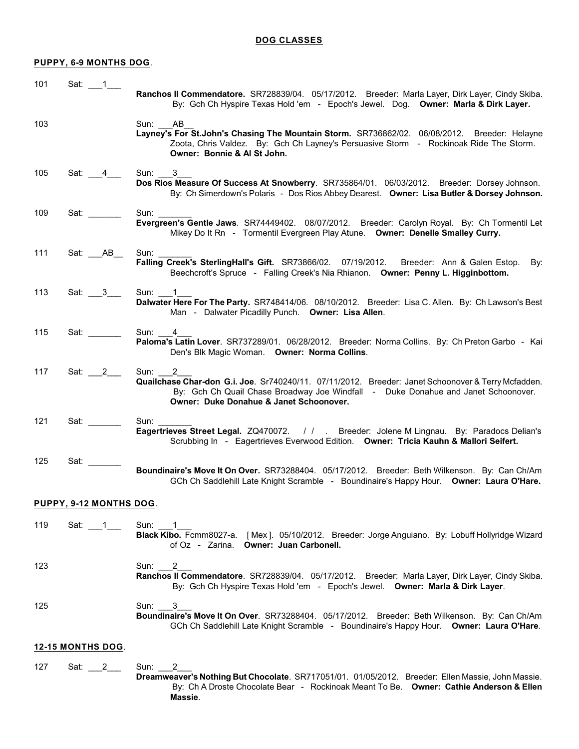## DOG CLASSES

### PUPPY, 6-9 MONTHS DOG.

101 Sat: \_\_\_1\_\_\_
**Ranchos Il Commendatore.** SR728839/04. 05/17/2012. Breeder: Marla Layer, Dirk Layer, Cindy Skiba. By: Gch Ch Hyspire Texas Hold 'em - Epoch's Jewel. Dog. **Owner: Marla & Dirk Layer.**

103 Sun: \_\_\_AB\_\_
**Layney's For St.John's Chasing The Mountain Storm.** SR736862/02. 06/08/2012. Breeder: Helayne Zoota, Chris Valdez. By: Gch Ch Layney's Persuasive Storm - Rockinoak Ride The Storm. **Owner: Bonnie & Al St John.**

105 Sat: \_\_\_4\_\_\_ Sun: \_\_\_3\_\_\_
**Dos Rios Measure Of Success At Snowberry**. SR735864/01. 06/03/2012. Breeder: Dorsey Johnson. By: Ch Simerdown's Polaris - Dos Rios Abbey Dearest. **Owner: Lisa Butler & Dorsey Johnson.**

109 Sat: \_\_\_\_\_\_\_ Sun: \_\_\_\_\_\_\_
**Evergreen's Gentle Jaws**. SR74449402. 08/07/2012. Breeder: Carolyn Royal. By: Ch Tormentil Let Mikey Do It Rn - Tormentil Evergreen Play Atune. **Owner: Denelle Smalley Curry.**

111 Sat: \_\_\_AB\_\_ Sun: \_\_\_\_\_\_\_
**Falling Creek's SterlingHall's Gift.** SR73866/02. 07/19/2012. Breeder: Ann & Galen Estop. By: Beechcroft's Spruce - Falling Creek's Nia Rhianon. **Owner: Penny L. Higginbottom.**

113 Sat: \_\_\_3\_\_\_ Sun: \_\_\_1\_\_\_
**Dalwater Here For The Party.** SR748414/06. 08/10/2012. Breeder: Lisa C. Allen. By: Ch Lawson's Best Man - Dalwater Picadilly Punch. **Owner: Lisa Allen**.

115 Sat: \_\_\_\_\_\_\_ Sun: \_\_\_4\_\_\_
**Paloma's Latin Lover**. SR737289/01. 06/28/2012. Breeder: Norma Collins. By: Ch Preton Garbo - Kai Den's Blk Magic Woman. **Owner: Norma Collins**.

117 Sat: \_\_\_2\_\_\_ Sun: \_\_\_2\_\_\_
**Quailchase Char-don G.i. Joe**. Sr740240/11. 07/11/2012. Breeder: Janet Schoonover & Terry Mcfadden. By: Gch Ch Quail Chase Broadway Joe Windfall - Duke Donahue and Janet Schoonover. **Owner: Duke Donahue & Janet Schoonover.**

121 Sat: \_\_\_\_\_\_\_ Sun: \_\_\_\_\_\_\_
**Eagertrieves Street Legal.** ZQ470072. / / . Breeder: Jolene M Lingnau. By: Paradocs Delian's Scrubbing In - Eagertrieves Everwood Edition. **Owner: Tricia Kauhn & Mallori Seifert.**

125 Sat: \_\_\_\_\_\_\_
**Boundinaire's Move It On Over.** SR73288404. 05/17/2012. Breeder: Beth Wilkenson. By: Can Ch/Am GCh Ch Saddlehill Late Knight Scramble - Boundinaire's Happy Hour. **Owner: Laura O'Hare.**

### PUPPY, 9-12 MONTHS DOG.

119 Sat: \_\_\_1\_\_\_ Sun: \_\_\_1\_\_\_
**Black Kibo.** Fcmm8027-a. [ Mex ]. 05/10/2012. Breeder: Jorge Anguiano. By: Lobuff Hollyridge Wizard of Oz - Zarina. **Owner: Juan Carbonell.**

123 Sun: \_\_\_2\_\_\_
**Ranchos Il Commendatore**. SR728839/04. 05/17/2012. Breeder: Marla Layer, Dirk Layer, Cindy Skiba. By: Gch Ch Hyspire Texas Hold 'em - Epoch's Jewel. **Owner: Marla & Dirk Layer**.

125 Sun: \_\_\_3\_\_\_
**Boundinaire's Move It On Over**. SR73288404. 05/17/2012. Breeder: Beth Wilkenson. By: Can Ch/Am GCh Ch Saddlehill Late Knight Scramble - Boundinaire's Happy Hour. **Owner: Laura O'Hare**.

### 12-15 MONTHS DOG.

127 Sat: \_\_\_2\_\_\_ Sun: \_\_\_2\_\_\_
**Dreamweaver's Nothing But Chocolate**. SR717051/01. 01/05/2012. Breeder: Ellen Massie, John Massie. By: Ch A Droste Chocolate Bear - Rockinoak Meant To Be. **Owner: Cathie Anderson & Ellen Massie**.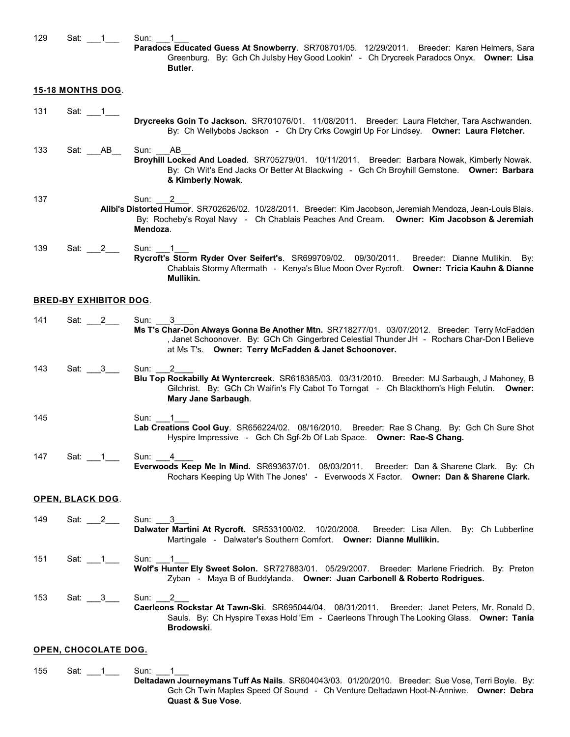129 Sat: ___1___ Sun: ___1___
**Paradocs Educated Guess At Snowberry**. SR708701/05. 12/29/2011. Breeder: Karen Helmers, Sara Greenburg. By: Gch Ch Julsby Hey Good Lookin' - Ch Drycreek Paradocs Onyx. **Owner: Lisa Butler**.

**15-18 MONTHS DOG**.

131 Sat: ___1___
**Drycreeks Goin To Jackson.** SR701076/01. 11/08/2011. Breeder: Laura Fletcher, Tara Aschwanden. By: Ch Wellybobs Jackson - Ch Dry Crks Cowgirl Up For Lindsey. **Owner: Laura Fletcher.**

133 Sat: ___AB__ Sun: ___AB__
**Broyhill Locked And Loaded**. SR705279/01. 10/11/2011. Breeder: Barbara Nowak, Kimberly Nowak. By: Ch Wit's End Jacks Or Better At Blackwing - Gch Ch Broyhill Gemstone. **Owner: Barbara & Kimberly Nowak**.

137 Sun: ___2___
**Alibi's Distorted Humor**. SR702626/02. 10/28/2011. Breeder: Kim Jacobson, Jeremiah Mendoza, Jean-Louis Blais. By: Rocheby's Royal Navy - Ch Chablais Peaches And Cream. **Owner: Kim Jacobson & Jeremiah Mendoza**.

139 Sat: ___2___ Sun: ___1___
**Rycroft's Storm Ryder Over Seifert's**. SR699709/02. 09/30/2011. Breeder: Dianne Mullikin. By: Chablais Stormy Aftermath - Kenya's Blue Moon Over Rycroft. **Owner: Tricia Kauhn & Dianne Mullikin.**

**BRED-BY EXHIBITOR DOG**.

141 Sat: ___2___ Sun: ___3____
**Ms T's Char-Don Always Gonna Be Another Mtn.** SR718277/01. 03/07/2012. Breeder: Terry McFadden , Janet Schoonover. By: GCh Ch Gingerbred Celestial Thunder JH - Rochars Char-Don I Believe at Ms T's. **Owner: Terry McFadden & Janet Schoonover.**

143 Sat: ___3___ Sun: ___2____
**Blu Top Rockabilly At Wyntercreek.** SR618385/03. 03/31/2010. Breeder: MJ Sarbaugh, J Mahoney, B Gilchrist. By: GCh Ch Waifin's Fly Cabot To Torngat - Ch Blackthorn's High Felutin. **Owner: Mary Jane Sarbaugh**.

145 Sun: ___1___
**Lab Creations Cool Guy**. SR656224/02. 08/16/2010. Breeder: Rae S Chang. By: Gch Ch Sure Shot Hyspire Impressive - Gch Ch Sgf-2b Of Lab Space. **Owner: Rae-S Chang.**

147 Sat: ___1___ Sun: ___4____
**Everwoods Keep Me In Mind.** SR693637/01. 08/03/2011. Breeder: Dan & Sharene Clark. By: Ch Rochars Keeping Up With The Jones' - Everwoods X Factor. **Owner: Dan & Sharene Clark.**

**OPEN, BLACK DOG**.

149 Sat: ___2___ Sun: ___3___
**Dalwater Martini At Rycroft.** SR533100/02. 10/20/2008. Breeder: Lisa Allen. By: Ch Lubberline Martingale - Dalwater's Southern Comfort. **Owner: Dianne Mullikin.**

151 Sat: ___1___ Sun: ___1___
**Wolf's Hunter Ely Sweet Solon.** SR727883/01. 05/29/2007. Breeder: Marlene Friedrich. By: Preton Zyban - Maya B of Buddylanda. **Owner: Juan Carbonell & Roberto Rodrigues.**

153 Sat: ___3___ Sun: ___2___
**Caerleons Rockstar At Tawn-Ski**. SR695044/04. 08/31/2011. Breeder: Janet Peters, Mr. Ronald D. Sauls. By: Ch Hyspire Texas Hold 'Em - Caerleons Through The Looking Glass. **Owner: Tania Brodowski**.

**OPEN, CHOCOLATE DOG.**

155 Sat: ___1___ Sun: ___1___
**Deltadawn Journeymans Tuff As Nails**. SR604043/03. 01/20/2010. Breeder: Sue Vose, Terri Boyle. By: Gch Ch Twin Maples Speed Of Sound - Ch Venture Deltadawn Hoot-N-Anniwe. **Owner: Debra Quast & Sue Vose**.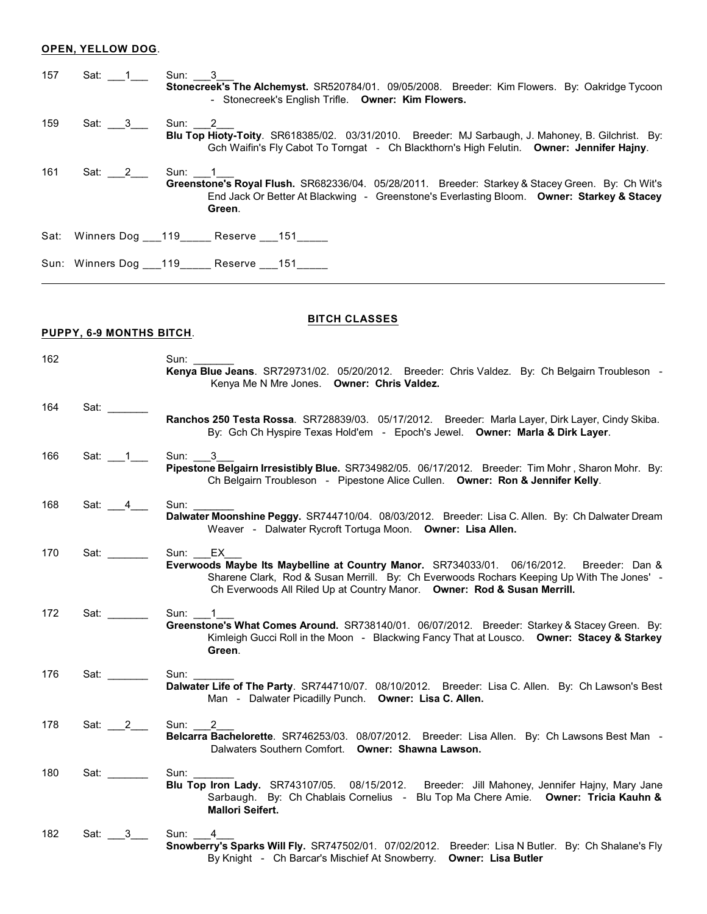**OPEN, YELLOW DOG**.

157 Sat: ___1___ Sun: ___3___
**Stonecreek's The Alchemyst.** SR520784/01. 09/05/2008. Breeder: Kim Flowers. By: Oakridge Tycoon - Stonecreek's English Trifle. **Owner: Kim Flowers.**

159 Sat: ___3___ Sun: ___2___
**Blu Top Hioty-Toity**. SR618385/02. 03/31/2010. Breeder: MJ Sarbaugh, J. Mahoney, B. Gilchrist. By: Gch Waifin's Fly Cabot To Torngat - Ch Blackthorn's High Felutin. **Owner: Jennifer Hajny**.

161 Sat: ___2___ Sun: ___1___
**Greenstone's Royal Flush.** SR682336/04. 05/28/2011. Breeder: Starkey & Stacey Green. By: Ch Wit's End Jack Or Better At Blackwing - Greenstone's Everlasting Bloom. **Owner: Starkey & Stacey Green**.

Sat: Winners Dog ___119_____ Reserve ___151_____

Sun: Winners Dog ___119_____ Reserve ___151_____

---

**BITCH CLASSES**

**PUPPY, 6-9 MONTHS BITCH**.

162 Sun: _______
**Kenya Blue Jeans**. SR729731/02. 05/20/2012. Breeder: Chris Valdez. By: Ch Belgairn Troubleson - Kenya Me N Mre Jones. **Owner: Chris Valdez.**

164 Sat: _______
**Ranchos 250 Testa Rossa**. SR728839/03. 05/17/2012. Breeder: Marla Layer, Dirk Layer, Cindy Skiba. By: Gch Ch Hyspire Texas Hold'em - Epoch's Jewel. **Owner: Marla & Dirk Layer**.

166 Sat: ___1___ Sun: ___3___
**Pipestone Belgairn Irresistibly Blue.** SR734982/05. 06/17/2012. Breeder: Tim Mohr , Sharon Mohr. By: Ch Belgairn Troubleson - Pipestone Alice Cullen. **Owner: Ron & Jennifer Kelly**.

168 Sat: ___4___ Sun: _______
**Dalwater Moonshine Peggy.** SR744710/04. 08/03/2012. Breeder: Lisa C. Allen. By: Ch Dalwater Dream Weaver - Dalwater Rycroft Tortuga Moon. **Owner: Lisa Allen.**

170 Sat: _______ Sun: ___EX___
**Everwoods Maybe Its Maybelline at Country Manor.** SR734033/01. 06/16/2012. Breeder: Dan & Sharene Clark, Rod & Susan Merrill. By: Ch Everwoods Rochars Keeping Up With The Jones' - Ch Everwoods All Riled Up at Country Manor. **Owner: Rod & Susan Merrill.**

172 Sat: _______ Sun: ___1___
**Greenstone's What Comes Around.** SR738140/01. 06/07/2012. Breeder: Starkey & Stacey Green. By: Kimleigh Gucci Roll in the Moon - Blackwing Fancy That at Lousco. **Owner: Stacey & Starkey Green**.

176 Sat: _______ Sun: _______
**Dalwater Life of The Party**. SR744710/07. 08/10/2012. Breeder: Lisa C. Allen. By: Ch Lawson's Best Man - Dalwater Picadilly Punch. **Owner: Lisa C. Allen.**

178 Sat: ___2___ Sun: ___2___
**Belcarra Bachelorette**. SR746253/03. 08/07/2012. Breeder: Lisa Allen. By: Ch Lawsons Best Man - Dalwaters Southern Comfort. **Owner: Shawna Lawson.**

180 Sat: _______ Sun: _______
**Blu Top Iron Lady.** SR743107/05. 08/15/2012. Breeder: Jill Mahoney, Jennifer Hajny, Mary Jane Sarbaugh. By: Ch Chablais Cornelius - Blu Top Ma Chere Amie. **Owner: Tricia Kauhn & Mallori Seifert.**

182 Sat: ___3___ Sun: ___4___
**Snowberry's Sparks Will Fly.** SR747502/01. 07/02/2012. Breeder: Lisa N Butler. By: Ch Shalane's Fly By Knight - Ch Barcar's Mischief At Snowberry. **Owner: Lisa Butler**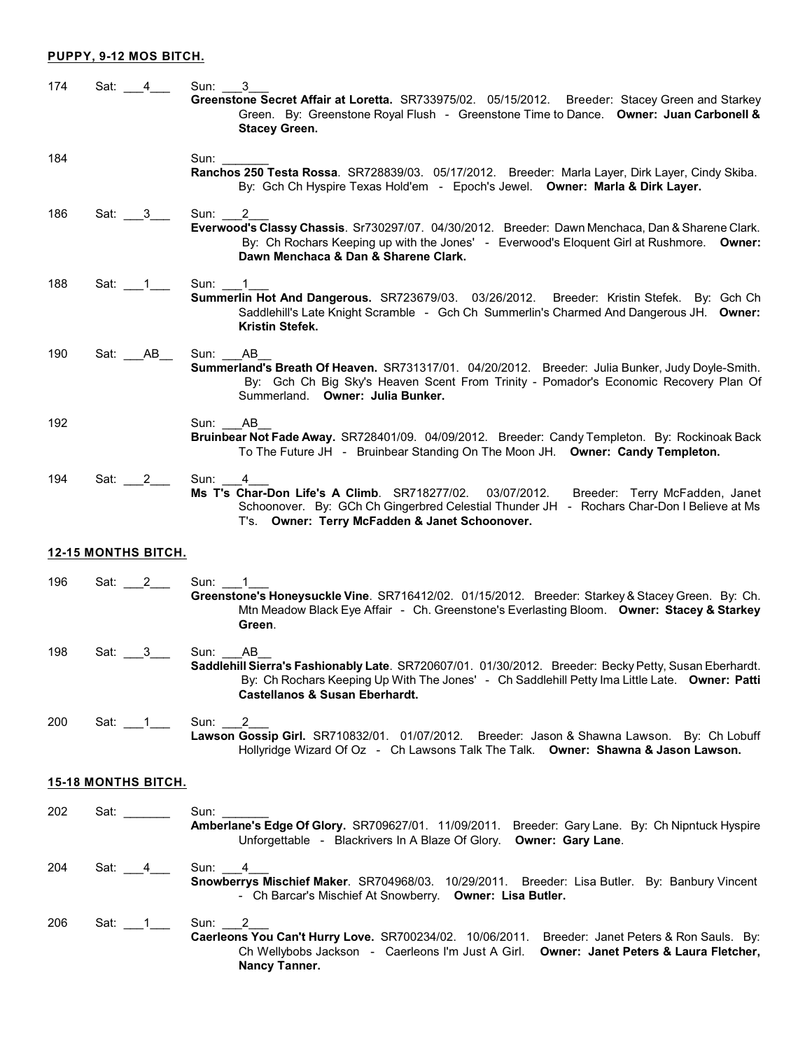**PUPPY, 9-12 MOS BITCH.**

174 Sat: \_\_\_4\_\_\_ Sun: \_\_\_3\_\_\_
**Greenstone Secret Affair at Loretta.** SR733975/02. 05/15/2012. Breeder: Stacey Green and Starkey Green. By: Greenstone Royal Flush - Greenstone Time to Dance. **Owner: Juan Carbonell & Stacey Green.**

184 Sun: \_\_\_\_\_\_\_
**Ranchos 250 Testa Rossa**. SR728839/03. 05/17/2012. Breeder: Marla Layer, Dirk Layer, Cindy Skiba. By: Gch Ch Hyspire Texas Hold'em - Epoch's Jewel. **Owner: Marla & Dirk Layer.**

186 Sat: \_\_\_3\_\_\_ Sun: \_\_\_2\_\_\_
**Everwood's Classy Chassis**. Sr730297/07. 04/30/2012. Breeder: Dawn Menchaca, Dan & Sharene Clark. By: Ch Rochars Keeping up with the Jones' - Everwood's Eloquent Girl at Rushmore. **Owner: Dawn Menchaca & Dan & Sharene Clark.**

188 Sat: \_\_\_1\_\_\_ Sun: \_\_\_1\_\_\_
**Summerlin Hot And Dangerous.** SR723679/03. 03/26/2012. Breeder: Kristin Stefek. By: Gch Ch Saddlehill's Late Knight Scramble - Gch Ch Summerlin's Charmed And Dangerous JH. **Owner: Kristin Stefek.**

190 Sat: \_\_\_AB\_\_ Sun: \_\_\_AB\_\_
**Summerland's Breath Of Heaven.** SR731317/01. 04/20/2012. Breeder: Julia Bunker, Judy Doyle-Smith. By: Gch Ch Big Sky's Heaven Scent From Trinity - Pomador's Economic Recovery Plan Of Summerland. **Owner: Julia Bunker.**

192 Sun: \_\_\_AB\_\_
**Bruinbear Not Fade Away.** SR728401/09. 04/09/2012. Breeder: Candy Templeton. By: Rockinoak Back To The Future JH - Bruinbear Standing On The Moon JH. **Owner: Candy Templeton.**

194 Sat: \_\_\_2\_\_\_ Sun: \_\_\_4\_\_\_
**Ms T's Char-Don Life's A Climb**. SR718277/02. 03/07/2012. Breeder: Terry McFadden, Janet Schoonover. By: GCh Ch Gingerbred Celestial Thunder JH - Rochars Char-Don I Believe at Ms T's. **Owner: Terry McFadden & Janet Schoonover.**

**12-15 MONTHS BITCH.**

196 Sat: \_\_\_2\_\_\_ Sun: \_\_\_1\_\_\_
**Greenstone's Honeysuckle Vine**. SR716412/02. 01/15/2012. Breeder: Starkey & Stacey Green. By: Ch. Mtn Meadow Black Eye Affair - Ch. Greenstone's Everlasting Bloom. **Owner: Stacey & Starkey Green**.

198 Sat: \_\_\_3\_\_\_ Sun: \_\_\_AB\_\_
**Saddlehill Sierra's Fashionably Late**. SR720607/01. 01/30/2012. Breeder: Becky Petty, Susan Eberhardt. By: Ch Rochars Keeping Up With The Jones' - Ch Saddlehill Petty Ima Little Late. **Owner: Patti Castellanos & Susan Eberhardt.**

200 Sat: \_\_\_1\_\_\_ Sun: \_\_\_2\_\_\_
**Lawson Gossip Girl.** SR710832/01. 01/07/2012. Breeder: Jason & Shawna Lawson. By: Ch Lobuff Hollyridge Wizard Of Oz - Ch Lawsons Talk The Talk. **Owner: Shawna & Jason Lawson.**

**15-18 MONTHS BITCH.**

202 Sat: \_\_\_\_\_\_\_ Sun: \_\_\_\_\_\_\_
**Amberlane's Edge Of Glory.** SR709627/01. 11/09/2011. Breeder: Gary Lane. By: Ch Nipntuck Hyspire Unforgettable - Blackrivers In A Blaze Of Glory. **Owner: Gary Lane**.

204 Sat: \_\_\_4\_\_\_ Sun: \_\_\_4\_\_\_
**Snowberrys Mischief Maker**. SR704968/03. 10/29/2011. Breeder: Lisa Butler. By: Banbury Vincent - Ch Barcar's Mischief At Snowberry. **Owner: Lisa Butler.**

206 Sat: \_\_\_1\_\_\_ Sun: \_\_\_2\_\_\_
**Caerleons You Can't Hurry Love.** SR700234/02. 10/06/2011. Breeder: Janet Peters & Ron Sauls. By: Ch Wellybobs Jackson - Caerleons I'm Just A Girl. **Owner: Janet Peters & Laura Fletcher, Nancy Tanner.**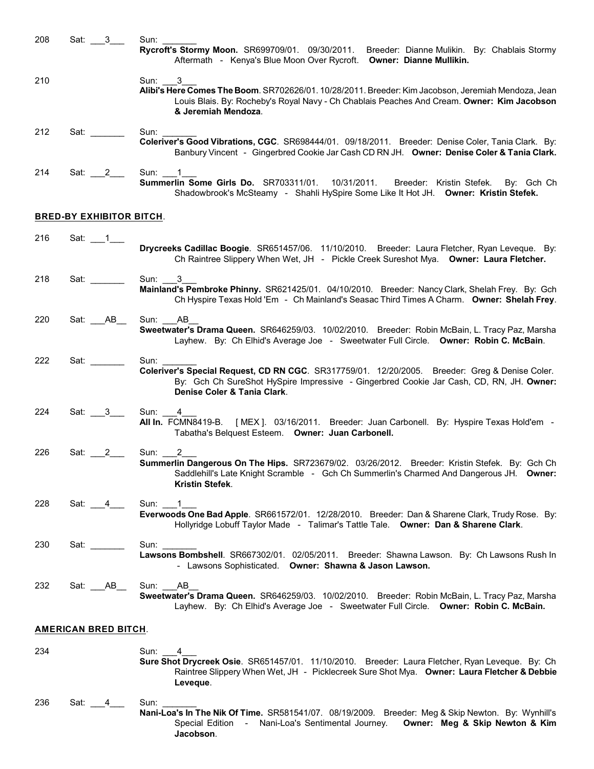208 Sat: ___3___ Sun: _______
**Rycroft's Stormy Moon.** SR699709/01. 09/30/2011. Breeder: Dianne Mulikin. By: Chablais Stormy Aftermath - Kenya's Blue Moon Over Rycroft. **Owner: Dianne Mullikin.**

210 Sun: ___3___
**Alibi's Here Comes The Boom**. SR702626/01. 10/28/2011. Breeder: Kim Jacobson, Jeremiah Mendoza, Jean Louis Blais. By: Rocheby's Royal Navy - Ch Chablais Peaches And Cream. **Owner: Kim Jacobson & Jeremiah Mendoza**.

212 Sat: _______ Sun: _______
**Coleriver's Good Vibrations, CGC**. SR698444/01. 09/18/2011. Breeder: Denise Coler, Tania Clark. By: Banbury Vincent - Gingerbred Cookie Jar Cash CD RN JH. **Owner: Denise Coler & Tania Clark.**

214 Sat: ___2___ Sun: ___1___
**Summerlin Some Girls Do.** SR703311/01. 10/31/2011. Breeder: Kristin Stefek. By: Gch Ch Shadowbrook's McSteamy - Shahli HySpire Some Like It Hot JH. **Owner: Kristin Stefek.**

**BRED-BY EXHIBITOR BITCH**.

216 Sat: ___1___
**Drycreeks Cadillac Boogie**. SR651457/06. 11/10/2010. Breeder: Laura Fletcher, Ryan Leveque. By: Ch Raintree Slippery When Wet, JH - Pickle Creek Sureshot Mya. **Owner: Laura Fletcher.**

218 Sat: _______ Sun: ___3___
**Mainland's Pembroke Phinny.** SR621425/01. 04/10/2010. Breeder: Nancy Clark, Shelah Frey. By: Gch Ch Hyspire Texas Hold 'Em - Ch Mainland's Seasac Third Times A Charm. **Owner: Shelah Frey**.

220 Sat: ___AB__ Sun: ___AB__
**Sweetwater's Drama Queen.** SR646259/03. 10/02/2010. Breeder: Robin McBain, L. Tracy Paz, Marsha Layhew. By: Ch Elhid's Average Joe - Sweetwater Full Circle. **Owner: Robin C. McBain**.

222 Sat: _______ Sun: _______
**Coleriver's Special Request, CD RN CGC**. SR317759/01. 12/20/2005. Breeder: Greg & Denise Coler. By: Gch Ch SureShot HySpire Impressive - Gingerbred Cookie Jar Cash, CD, RN, JH. **Owner: Denise Coler & Tania Clark**.

224 Sat: ___3___ Sun: ___4___
**All In.** FCMN8419-B. [ MEX ]. 03/16/2011. Breeder: Juan Carbonell. By: Hyspire Texas Hold'em - Tabatha's Belquest Esteem. **Owner: Juan Carbonell.**

226 Sat: ___2___ Sun: ___2___
**Summerlin Dangerous On The Hips.** SR723679/02. 03/26/2012. Breeder: Kristin Stefek. By: Gch Ch Saddlehill's Late Knight Scramble - Gch Ch Summerlin's Charmed And Dangerous JH. **Owner: Kristin Stefek**.

228 Sat: ___4___ Sun: ___1___
**Everwoods One Bad Apple**. SR661572/01. 12/28/2010. Breeder: Dan & Sharene Clark, Trudy Rose. By: Hollyridge Lobuff Taylor Made - Talimar's Tattle Tale. **Owner: Dan & Sharene Clark**.

230 Sat: _______ Sun: _______
**Lawsons Bombshell**. SR667302/01. 02/05/2011. Breeder: Shawna Lawson. By: Ch Lawsons Rush In - Lawsons Sophisticated. **Owner: Shawna & Jason Lawson.**

232 Sat: ___AB__ Sun: ___AB__
**Sweetwater's Drama Queen.** SR646259/03. 10/02/2010. Breeder: Robin McBain, L. Tracy Paz, Marsha Layhew. By: Ch Elhid's Average Joe - Sweetwater Full Circle. **Owner: Robin C. McBain.**

**AMERICAN BRED BITCH**.

234 Sun: ___4___
**Sure Shot Drycreek Osie**. SR651457/01. 11/10/2010. Breeder: Laura Fletcher, Ryan Leveque. By: Ch Raintree Slippery When Wet, JH - Picklecreek Sure Shot Mya. **Owner: Laura Fletcher & Debbie Leveque**.

236 Sat: ___4___ Sun: _______
**Nani-Loa's In The Nik Of Time.** SR581541/07. 08/19/2009. Breeder: Meg & Skip Newton. By: Wynhill's Special Edition - Nani-Loa's Sentimental Journey. **Owner: Meg & Skip Newton & Kim Jacobson**.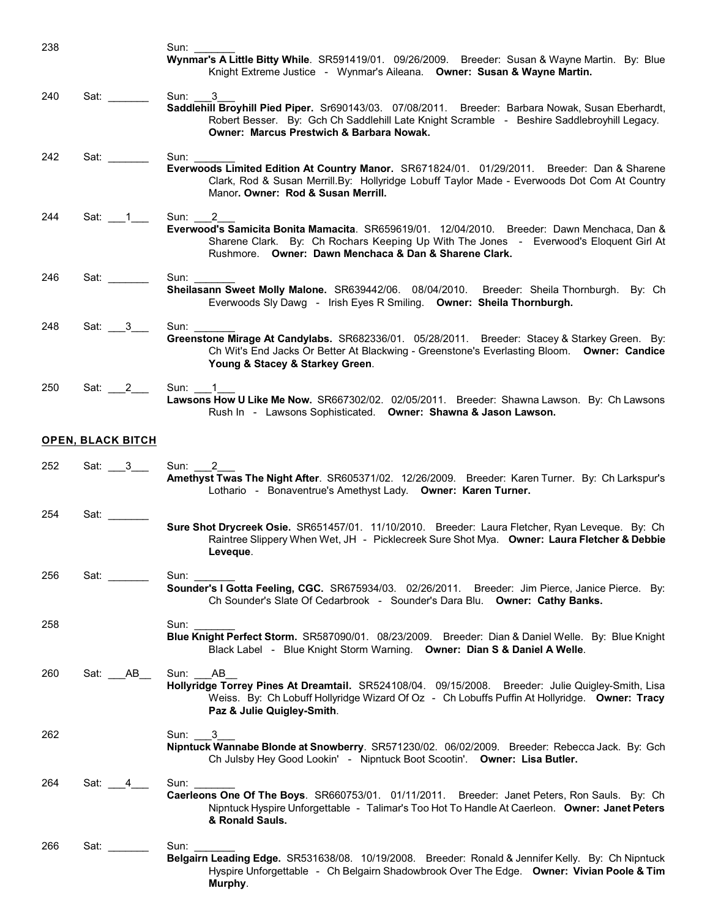238 Sun: _______
**Wynmar's A Little Bitty While**. SR591419/01. 09/26/2009. Breeder: Susan & Wayne Martin. By: Blue Knight Extreme Justice - Wynmar's Aileana. **Owner: Susan & Wayne Martin.**

240 Sat: _______ Sun: ___3___
**Saddlehill Broyhill Pied Piper.** Sr690143/03. 07/08/2011. Breeder: Barbara Nowak, Susan Eberhardt, Robert Besser. By: Gch Ch Saddlehill Late Knight Scramble - Beshire Saddlebroyhill Legacy. **Owner: Marcus Prestwich & Barbara Nowak.**

242 Sat: _______ Sun: _______
**Everwoods Limited Edition At Country Manor.** SR671824/01. 01/29/2011. Breeder: Dan & Sharene Clark, Rod & Susan Merrill.By: Hollyridge Lobuff Taylor Made - Everwoods Dot Com At Country Manor**. Owner: Rod & Susan Merrill.**

244 Sat: ___1___ Sun: ___2___
**Everwood's Samicita Bonita Mamacita**. SR659619/01. 12/04/2010. Breeder: Dawn Menchaca, Dan & Sharene Clark. By: Ch Rochars Keeping Up With The Jones - Everwood's Eloquent Girl At Rushmore. **Owner: Dawn Menchaca & Dan & Sharene Clark.**

246 Sat: _______ Sun: _______
**Sheilasann Sweet Molly Malone.** SR639442/06. 08/04/2010. Breeder: Sheila Thornburgh. By: Ch Everwoods Sly Dawg - Irish Eyes R Smiling. **Owner: Sheila Thornburgh.**

248 Sat: ___3___ Sun: _______
**Greenstone Mirage At Candylabs.** SR682336/01. 05/28/2011. Breeder: Stacey & Starkey Green. By: Ch Wit's End Jacks Or Better At Blackwing - Greenstone's Everlasting Bloom. **Owner: Candice Young & Stacey & Starkey Green**.

250 Sat: ___2___ Sun: ___1___
**Lawsons How U Like Me Now.** SR667302/02. 02/05/2011. Breeder: Shawna Lawson. By: Ch Lawsons Rush In - Lawsons Sophisticated. **Owner: Shawna & Jason Lawson.**

## OPEN, BLACK BITCH

252 Sat: ___3___ Sun: ___2___
**Amethyst Twas The Night After**. SR605371/02. 12/26/2009. Breeder: Karen Turner. By: Ch Larkspur's Lothario - Bonaventrue's Amethyst Lady. **Owner: Karen Turner.**

254 Sat: _______
**Sure Shot Drycreek Osie.** SR651457/01. 11/10/2010. Breeder: Laura Fletcher, Ryan Leveque. By: Ch Raintree Slippery When Wet, JH - Picklecreek Sure Shot Mya. **Owner: Laura Fletcher & Debbie Leveque**.

256 Sat: _______ Sun: _______
**Sounder's I Gotta Feeling, CGC.** SR675934/03. 02/26/2011. Breeder: Jim Pierce, Janice Pierce. By: Ch Sounder's Slate Of Cedarbrook - Sounder's Dara Blu. **Owner: Cathy Banks.**

258 Sun: _______
**Blue Knight Perfect Storm.** SR587090/01. 08/23/2009. Breeder: Dian & Daniel Welle. By: Blue Knight Black Label - Blue Knight Storm Warning. **Owner: Dian S & Daniel A Welle**.

260 Sat: ___AB__ Sun: ___AB__
**Hollyridge Torrey Pines At Dreamtail.** SR524108/04. 09/15/2008. Breeder: Julie Quigley-Smith, Lisa Weiss. By: Ch Lobuff Hollyridge Wizard Of Oz - Ch Lobuffs Puffin At Hollyridge. **Owner: Tracy Paz & Julie Quigley-Smith**.

262 Sun: ___3___
**Nipntuck Wannabe Blonde at Snowberry**. SR571230/02. 06/02/2009. Breeder: Rebecca Jack. By: Gch Ch Julsby Hey Good Lookin' - Nipntuck Boot Scootin'. **Owner: Lisa Butler.**

264 Sat: ___4___ Sun: _______
**Caerleons One Of The Boys**. SR660753/01. 01/11/2011. Breeder: Janet Peters, Ron Sauls. By: Ch Nipntuck Hyspire Unforgettable - Talimar's Too Hot To Handle At Caerleon. **Owner: Janet Peters & Ronald Sauls.**

266 Sat: _______ Sun: _______
**Belgairn Leading Edge.** SR531638/08. 10/19/2008. Breeder: Ronald & Jennifer Kelly. By: Ch Nipntuck Hyspire Unforgettable - Ch Belgairn Shadowbrook Over The Edge. **Owner: Vivian Poole & Tim Murphy**.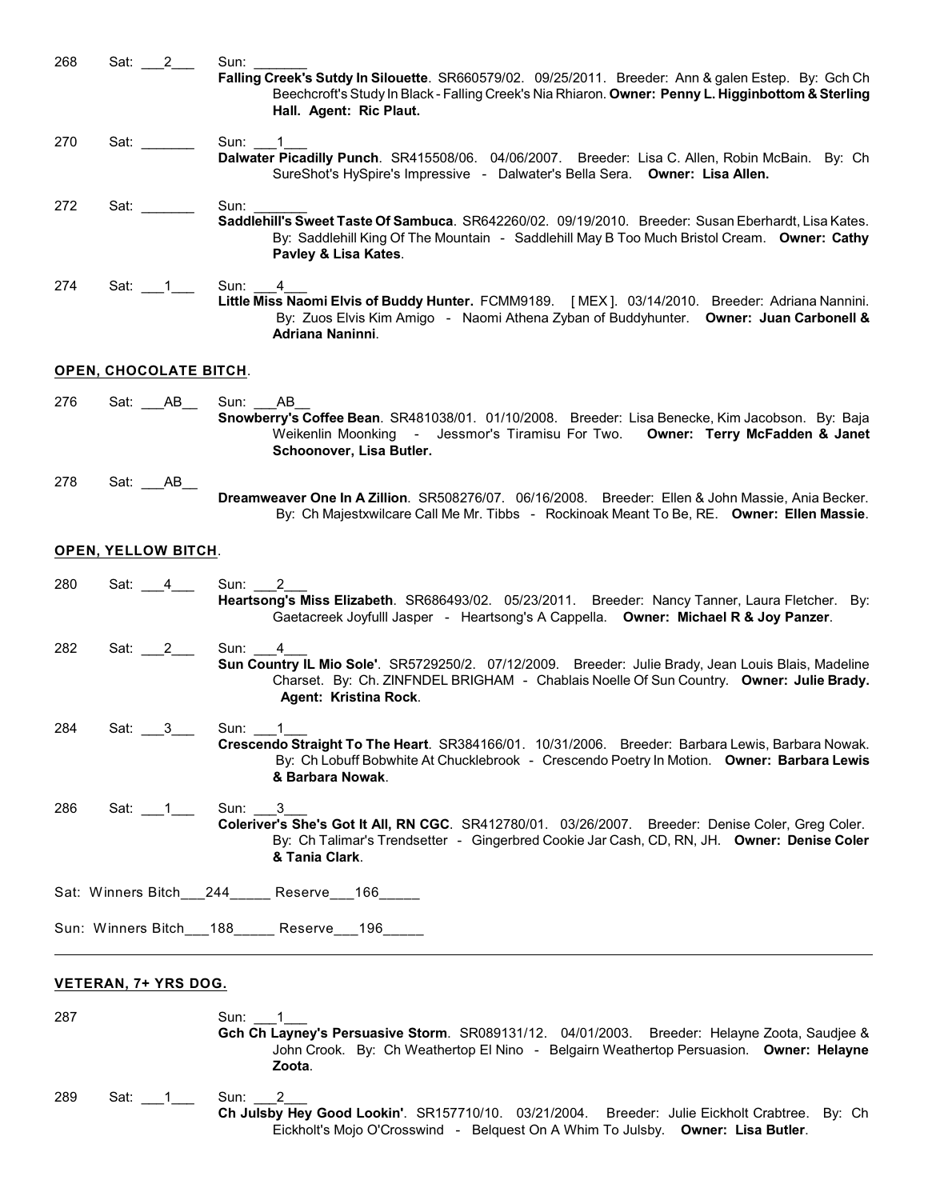268 Sat: \_\_\_2\_\_\_ Sun: \_\_\_\_\_\_\_
**Falling Creek's Sutdy In Silouette**. SR660579/02. 09/25/2011. Breeder: Ann & galen Estep. By: Gch Ch Beechcroft's Study In Black - Falling Creek's Nia Rhiaron. **Owner: Penny L. Higginbottom & Sterling Hall. Agent: Ric Plaut.**

270 Sat: \_\_\_\_\_\_\_ Sun: \_\_\_1\_\_\_
**Dalwater Picadilly Punch**. SR415508/06. 04/06/2007. Breeder: Lisa C. Allen, Robin McBain. By: Ch SureShot's HySpire's Impressive - Dalwater's Bella Sera. **Owner: Lisa Allen.**

272 Sat: \_\_\_\_\_\_\_ Sun: \_\_\_\_\_\_\_
**Saddlehill's Sweet Taste Of Sambuca**. SR642260/02. 09/19/2010. Breeder: Susan Eberhardt, Lisa Kates. By: Saddlehill King Of The Mountain - Saddlehill May B Too Much Bristol Cream. **Owner: Cathy Pavley & Lisa Kates**.

274 Sat: \_\_\_1\_\_\_ Sun: \_\_\_4\_\_\_
**Little Miss Naomi Elvis of Buddy Hunter.** FCMM9189. [ MEX ]. 03/14/2010. Breeder: Adriana Nannini. By: Zuos Elvis Kim Amigo - Naomi Athena Zyban of Buddyhunter. **Owner: Juan Carbonell & Adriana Naninni**.

## OPEN, CHOCOLATE BITCH.

276 Sat: \_\_\_AB\_\_ Sun: \_\_\_AB\_\_
**Snowberry's Coffee Bean**. SR481038/01. 01/10/2008. Breeder: Lisa Benecke, Kim Jacobson. By: Baja Weikenlin Moonking - Jessmor's Tiramisu For Two. **Owner: Terry McFadden & Janet Schoonover, Lisa Butler.**

278 Sat: \_\_\_AB\_\_
**Dreamweaver One In A Zillion**. SR508276/07. 06/16/2008. Breeder: Ellen & John Massie, Ania Becker. By: Ch Majestxwilcare Call Me Mr. Tibbs - Rockinoak Meant To Be, RE. **Owner: Ellen Massie**.

## OPEN, YELLOW BITCH.

280 Sat: \_\_\_4\_\_\_ Sun: \_\_\_2\_\_\_
**Heartsong's Miss Elizabeth**. SR686493/02. 05/23/2011. Breeder: Nancy Tanner, Laura Fletcher. By: Gaetacreek Joyfulll Jasper - Heartsong's A Cappella. **Owner: Michael R & Joy Panzer**.

282 Sat: \_\_\_2\_\_\_ Sun: \_\_\_4\_\_\_
**Sun Country IL Mio Sole'**. SR5729250/2. 07/12/2009. Breeder: Julie Brady, Jean Louis Blais, Madeline Charset. By: Ch. ZINFNDEL BRIGHAM - Chablais Noelle Of Sun Country. **Owner: Julie Brady. Agent: Kristina Rock**.

284 Sat: \_\_\_3\_\_\_ Sun: \_\_\_1\_\_\_
**Crescendo Straight To The Heart**. SR384166/01. 10/31/2006. Breeder: Barbara Lewis, Barbara Nowak. By: Ch Lobuff Bobwhite At Chucklebrook - Crescendo Poetry In Motion. **Owner: Barbara Lewis & Barbara Nowak**.

286 Sat: \_\_\_1\_\_\_ Sun: \_\_\_3\_\_\_
**Coleriver's She's Got It All, RN CGC**. SR412780/01. 03/26/2007. Breeder: Denise Coler, Greg Coler. By: Ch Talimar's Trendsetter - Gingerbred Cookie Jar Cash, CD, RN, JH. **Owner: Denise Coler & Tania Clark**.

Sat: Winners Bitch\_\_\_244\_\_\_\_\_ Reserve\_\_\_166\_\_\_\_\_

Sun: Winners Bitch\_\_\_188\_\_\_\_\_ Reserve\_\_\_196\_\_\_\_\_

---

## VETERAN, 7+ YRS DOG.

287 Sun: \_\_\_1\_\_\_
**Gch Ch Layney's Persuasive Storm**. SR089131/12. 04/01/2003. Breeder: Helayne Zoota, Saudjee & John Crook. By: Ch Weathertop El Nino - Belgairn Weathertop Persuasion. **Owner: Helayne Zoota**.

289 Sat: \_\_\_1\_\_\_ Sun: \_\_\_2\_\_\_
**Ch Julsby Hey Good Lookin'**. SR157710/10. 03/21/2004. Breeder: Julie Eickholt Crabtree. By: Ch Eickholt's Mojo O'Crosswind - Belquest On A Whim To Julsby. **Owner: Lisa Butler**.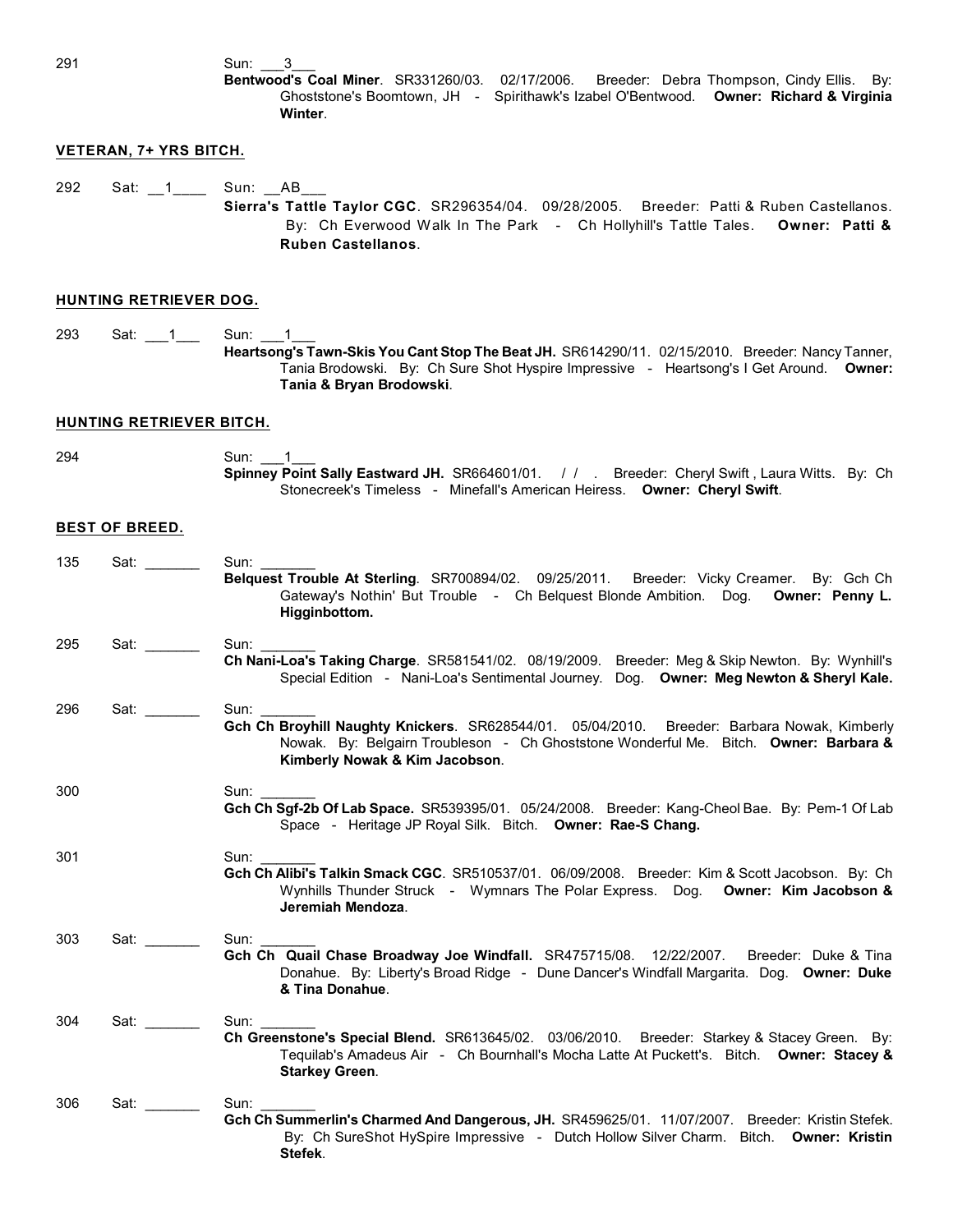291 Sun: \_\_\_3\_\_\_
**Bentwood's Coal Miner**. SR331260/03. 02/17/2006. Breeder: Debra Thompson, Cindy Ellis. By: Ghoststone's Boomtown, JH - Spirithawk's Izabel O'Bentwood. **Owner: Richard & Virginia Winter**.

**VETERAN, 7+ YRS BITCH.**

292 Sat: \_\_1\_\_\_\_ Sun: \_\_AB\_\_\_
**Sierra's Tattle Taylor CGC**. SR296354/04. 09/28/2005. Breeder: Patti & Ruben Castellanos. By: Ch Everwood Walk In The Park - Ch Hollyhill's Tattle Tales. **Owner: Patti & Ruben Castellanos**.

**HUNTING RETRIEVER DOG.**

293 Sat: \_\_\_1\_\_\_ Sun: \_\_\_1\_\_\_
**Heartsong's Tawn-Skis You Cant Stop The Beat JH.** SR614290/11. 02/15/2010. Breeder: Nancy Tanner, Tania Brodowski. By: Ch Sure Shot Hyspire Impressive - Heartsong's I Get Around. **Owner: Tania & Bryan Brodowski**.

**HUNTING RETRIEVER BITCH.**

294 Sun: \_\_\_1\_\_\_
**Spinney Point Sally Eastward JH.** SR664601/01. / / . Breeder: Cheryl Swift , Laura Witts. By: Ch Stonecreek's Timeless - Minefall's American Heiress. **Owner: Cheryl Swift**.

**BEST OF BREED.**

135 Sat: \_\_\_\_\_\_\_ Sun: \_\_\_\_\_\_\_
**Belquest Trouble At Sterling**. SR700894/02. 09/25/2011. Breeder: Vicky Creamer. By: Gch Ch Gateway's Nothin' But Trouble - Ch Belquest Blonde Ambition. Dog. **Owner: Penny L. Higginbottom.**

295 Sat: \_\_\_\_\_\_\_ Sun: \_\_\_\_\_\_\_
**Ch Nani-Loa's Taking Charge**. SR581541/02. 08/19/2009. Breeder: Meg & Skip Newton. By: Wynhill's Special Edition - Nani-Loa's Sentimental Journey. Dog. **Owner: Meg Newton & Sheryl Kale.**

296 Sat: \_\_\_\_\_\_\_ Sun: \_\_\_\_\_\_\_
**Gch Ch Broyhill Naughty Knickers**. SR628544/01. 05/04/2010. Breeder: Barbara Nowak, Kimberly Nowak. By: Belgairn Troubleson - Ch Ghoststone Wonderful Me. Bitch. **Owner: Barbara & Kimberly Nowak & Kim Jacobson**.

300 Sun: \_\_\_\_\_\_\_
**Gch Ch Sgf-2b Of Lab Space.** SR539395/01. 05/24/2008. Breeder: Kang-Cheol Bae. By: Pem-1 Of Lab Space - Heritage JP Royal Silk. Bitch. **Owner: Rae-S Chang.**

301 Sun: \_\_\_\_\_\_\_
**Gch Ch Alibi's Talkin Smack CGC**. SR510537/01. 06/09/2008. Breeder: Kim & Scott Jacobson. By: Ch Wynhills Thunder Struck - Wymnars The Polar Express. Dog. **Owner: Kim Jacobson & Jeremiah Mendoza**.

303 Sat: \_\_\_\_\_\_\_ Sun: \_\_\_\_\_\_\_
**Gch Ch Quail Chase Broadway Joe Windfall.** SR475715/08. 12/22/2007. Breeder: Duke & Tina Donahue. By: Liberty's Broad Ridge - Dune Dancer's Windfall Margarita. Dog. **Owner: Duke & Tina Donahue**.

304 Sat: \_\_\_\_\_\_\_ Sun: \_\_\_\_\_\_\_
**Ch Greenstone's Special Blend.** SR613645/02. 03/06/2010. Breeder: Starkey & Stacey Green. By: Tequilab's Amadeus Air - Ch Bournhall's Mocha Latte At Puckett's. Bitch. **Owner: Stacey & Starkey Green**.

306 Sat: \_\_\_\_\_\_\_ Sun: \_\_\_\_\_\_\_
**Gch Ch Summerlin's Charmed And Dangerous, JH.** SR459625/01. 11/07/2007. Breeder: Kristin Stefek. By: Ch SureShot HySpire Impressive - Dutch Hollow Silver Charm. Bitch. **Owner: Kristin Stefek**.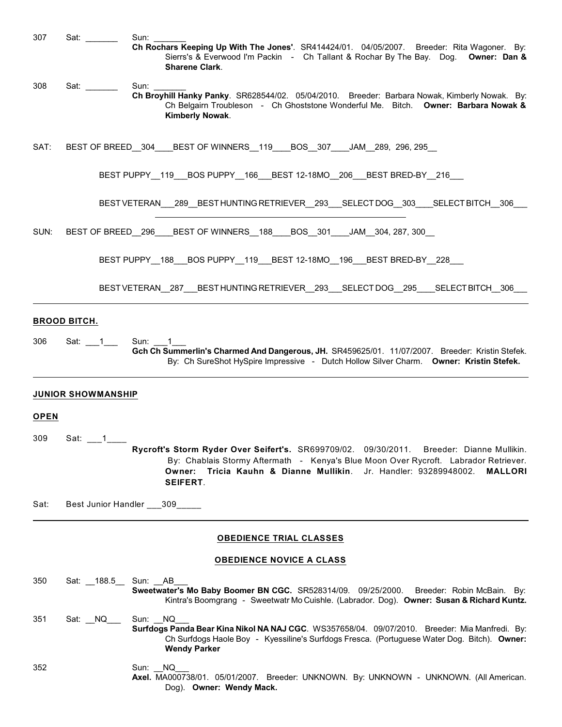307 Sat: _______ Sun: _______
**Ch Rochars Keeping Up With The Jones'**. SR414424/01. 04/05/2007. Breeder: Rita Wagoner. By: Sierrs's & Everwood I'm Packin - Ch Tallant & Rochar By The Bay. Dog. **Owner: Dan & Sharene Clark**.

308 Sat: _______ Sun: _______
**Ch Broyhill Hanky Panky**. SR628544/02. 05/04/2010. Breeder: Barbara Nowak, Kimberly Nowak. By: Ch Belgairn Troubleson - Ch Ghoststone Wonderful Me. Bitch. **Owner: Barbara Nowak & Kimberly Nowak**.

SAT: BEST OF BREED__304____BEST OF WINNERS__119____BOS__307____JAM__289, 296, 295__

BEST PUPPY__119___BOS PUPPY__166___BEST 12-18MO__206___BEST BRED-BY__216___

BEST VETERAN___289__BEST HUNTING RETRIEVER__293___SELECT DOG__303____SELECT BITCH__306___

SUN: BEST OF BREED__296____BEST OF WINNERS__188____BOS__301____JAM__304, 287, 300__

BEST PUPPY__188___BOS PUPPY__119___BEST 12-18MO__196___BEST BRED-BY__228___

BEST VETERAN__287___BEST HUNTING RETRIEVER__293___SELECT DOG__295____SELECT BITCH__306___

---

**BROOD BITCH.**

306 Sat: ___1___ Sun: ___1___
**Gch Ch Summerlin's Charmed And Dangerous, JH.** SR459625/01. 11/07/2007. Breeder: Kristin Stefek. By: Ch SureShot HySpire Impressive - Dutch Hollow Silver Charm. **Owner: Kristin Stefek.**

---

**JUNIOR SHOWMANSHIP**

**OPEN**

309 Sat: ___1____
**Rycroft's Storm Ryder Over Seifert's.** SR699709/02. 09/30/2011. Breeder: Dianne Mullikin. By: Chablais Stormy Aftermath - Kenya's Blue Moon Over Rycroft. Labrador Retriever. **Owner: Tricia Kauhn & Dianne Mullikin**. Jr. Handler: 93289948002. **MALLORI SEIFERT**.

Sat: Best Junior Handler ___309_____

---

## OBEDIENCE TRIAL CLASSES

### OBEDIENCE NOVICE A CLASS

350 Sat: __188.5__ Sun: __AB___
**Sweetwater's Mo Baby Boomer BN CGC.** SR528314/09. 09/25/2000. Breeder: Robin McBain. By: Kintra's Boomgrang - Sweetwatr Mo Cuishle. (Labrador. Dog). **Owner: Susan & Richard Kuntz.**

351 Sat: __NQ___ Sun: __NQ___
**Surfdogs Panda Bear Kina Nikol NA NAJ CGC**. WS357658/04. 09/07/2010. Breeder: Mia Manfredi. By: Ch Surfdogs Haole Boy - Kyessiline's Surfdogs Fresca. (Portuguese Water Dog. Bitch). **Owner: Wendy Parker**

352 Sun: __NQ___
**Axel.** MA000738/01. 05/01/2007. Breeder: UNKNOWN. By: UNKNOWN - UNKNOWN. (All American. Dog). **Owner: Wendy Mack.**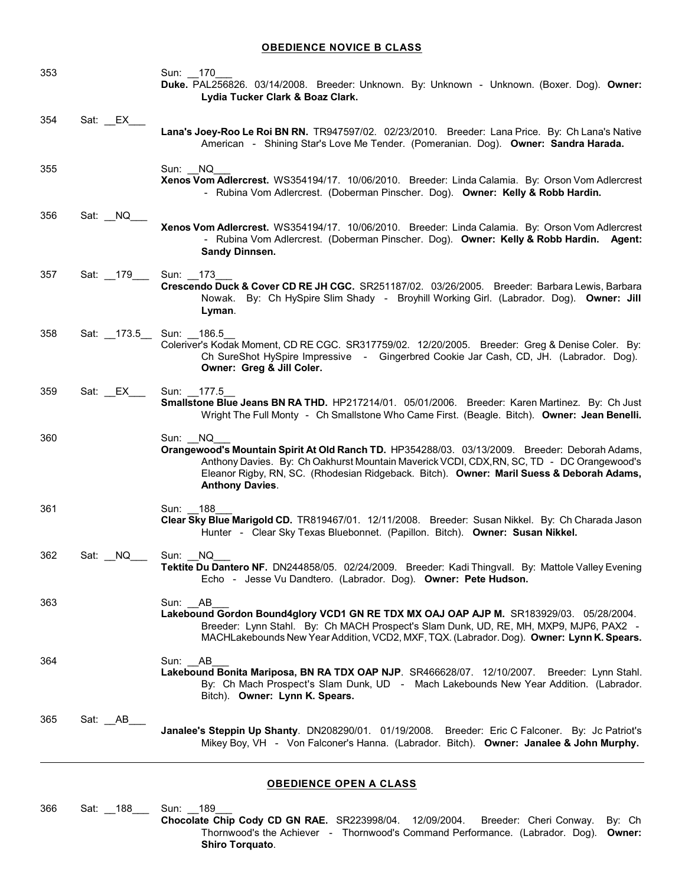## OBEDIENCE NOVICE B CLASS

353 Sun: __170___
**Duke.** PAL256826. 03/14/2008. Breeder: Unknown. By: Unknown - Unknown. (Boxer. Dog). **Owner: Lydia Tucker Clark & Boaz Clark.**

354 Sat: __EX___
**Lana's Joey-Roo Le Roi BN RN.** TR947597/02. 02/23/2010. Breeder: Lana Price. By: Ch Lana's Native American - Shining Star's Love Me Tender. (Pomeranian. Dog). **Owner: Sandra Harada.**

355 Sun: __NQ___
**Xenos Vom Adlercrest.** WS354194/17. 10/06/2010. Breeder: Linda Calamia. By: Orson Vom Adlercrest - Rubina Vom Adlercrest. (Doberman Pinscher. Dog). **Owner: Kelly & Robb Hardin.**

356 Sat: __NQ___
**Xenos Vom Adlercrest.** WS354194/17. 10/06/2010. Breeder: Linda Calamia. By: Orson Vom Adlercrest - Rubina Vom Adlercrest. (Doberman Pinscher. Dog). **Owner: Kelly & Robb Hardin. Agent: Sandy Dinnsen.**

357 Sat: __179___ Sun: __173___
**Crescendo Duck & Cover CD RE JH CGC.** SR251187/02. 03/26/2005. Breeder: Barbara Lewis, Barbara Nowak. By: Ch HySpire Slim Shady - Broyhill Working Girl. (Labrador. Dog). **Owner: Jill Lyman**.

358 Sat: __173.5__ Sun: __186.5__
Coleriver's Kodak Moment, CD RE CGC. SR317759/02. 12/20/2005. Breeder: Greg & Denise Coler. By: Ch SureShot HySpire Impressive - Gingerbred Cookie Jar Cash, CD, JH. (Labrador. Dog). **Owner: Greg & Jill Coler.**

359 Sat: __EX___ Sun: __177.5__
**Smallstone Blue Jeans BN RA THD.** HP217214/01. 05/01/2006. Breeder: Karen Martinez. By: Ch Just Wright The Full Monty - Ch Smallstone Who Came First. (Beagle. Bitch). **Owner: Jean Benelli.**

360 Sun: __NQ___
**Orangewood's Mountain Spirit At Old Ranch TD.** HP354288/03. 03/13/2009. Breeder: Deborah Adams, Anthony Davies. By: Ch Oakhurst Mountain Maverick VCDI, CDX,RN, SC, TD - DC Orangewood's Eleanor Rigby, RN, SC. (Rhodesian Ridgeback. Bitch). **Owner: Maril Suess & Deborah Adams, Anthony Davies**.

361 Sun: __188___
**Clear Sky Blue Marigold CD.** TR819467/01. 12/11/2008. Breeder: Susan Nikkel. By: Ch Charada Jason Hunter - Clear Sky Texas Bluebonnet. (Papillon. Bitch). **Owner: Susan Nikkel.**

362 Sat: __NQ___ Sun: __NQ___
**Tektite Du Dantero NF.** DN244858/05. 02/24/2009. Breeder: Kadi Thingvall. By: Mattole Valley Evening Echo - Jesse Vu Dandtero. (Labrador. Dog). **Owner: Pete Hudson.**

363 Sun: __AB___
**Lakebound Gordon Bound4glory VCD1 GN RE TDX MX OAJ OAP AJP M.** SR183929/03. 05/28/2004. Breeder: Lynn Stahl. By: Ch MACH Prospect's Slam Dunk, UD, RE, MH, MXP9, MJP6, PAX2 - MACHLakebounds New Year Addition, VCD2, MXF, TQX. (Labrador. Dog). **Owner: Lynn K. Spears.**

364 Sun: __AB___
**Lakebound Bonita Mariposa, BN RA TDX OAP NJP**. SR466628/07. 12/10/2007. Breeder: Lynn Stahl. By: Ch Mach Prospect's Slam Dunk, UD - Mach Lakebounds New Year Addition. (Labrador. Bitch). **Owner: Lynn K. Spears.**

365 Sat: __AB___
**Janalee's Steppin Up Shanty**. DN208290/01. 01/19/2008. Breeder: Eric C Falconer. By: Jc Patriot's Mikey Boy, VH - Von Falconer's Hanna. (Labrador. Bitch). **Owner: Janalee & John Murphy.**

---

## OBEDIENCE OPEN A CLASS

366 Sat: __188___ Sun: __189___
**Chocolate Chip Cody CD GN RAE.** SR223998/04. 12/09/2004. Breeder: Cheri Conway. By: Ch Thornwood's the Achiever - Thornwood's Command Performance. (Labrador. Dog). **Owner: Shiro Torquato**.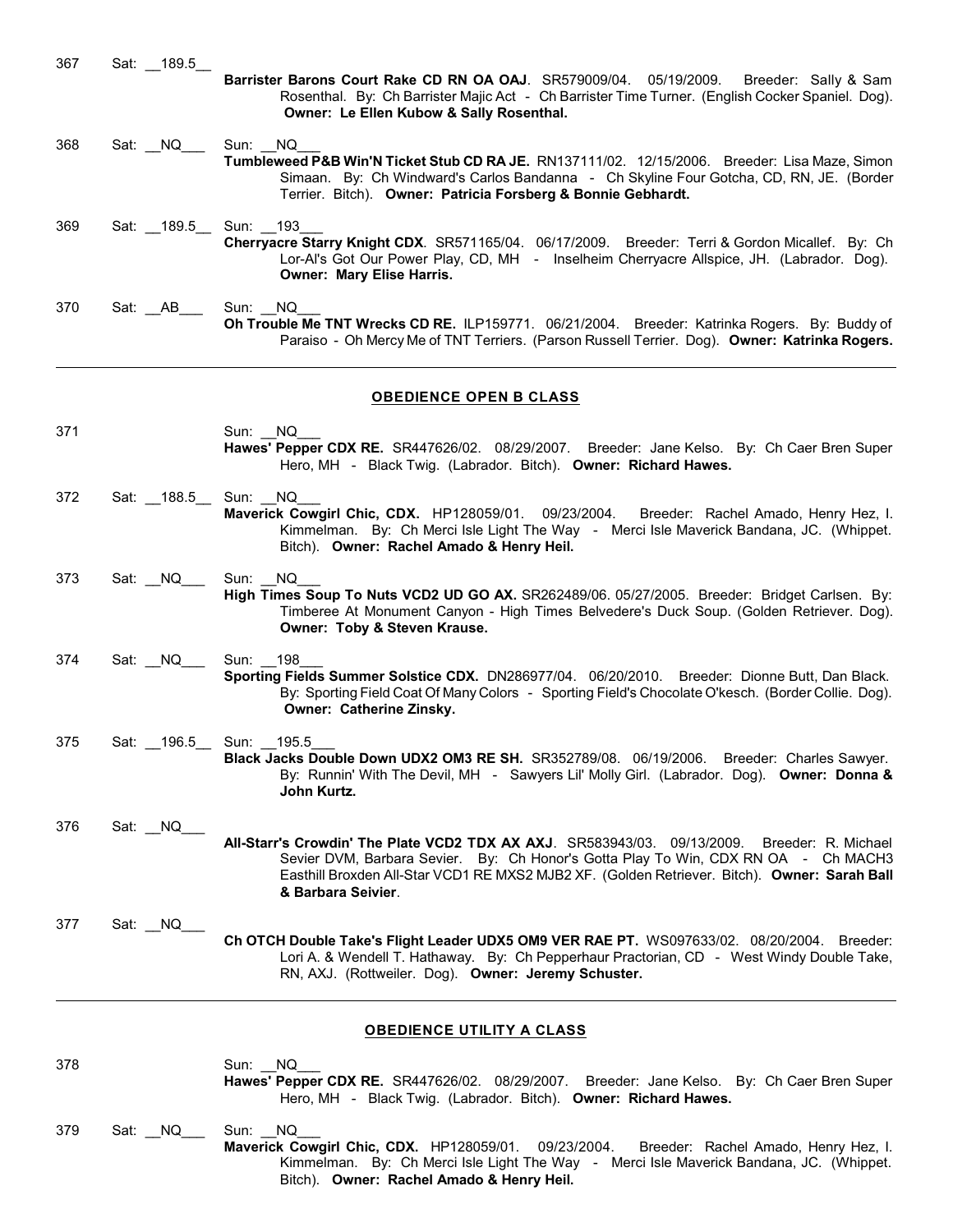367 Sat: __189.5__

**Barrister Barons Court Rake CD RN OA OAJ**. SR579009/04. 05/19/2009. Breeder: Sally & Sam Rosenthal. By: Ch Barrister Majic Act - Ch Barrister Time Turner. (English Cocker Spaniel. Dog). **Owner: Le Ellen Kubow & Sally Rosenthal.**

368 Sat: __NQ___ Sun: __NQ___

**Tumbleweed P&B Win'N Ticket Stub CD RA JE.** RN137111/02. 12/15/2006. Breeder: Lisa Maze, Simon Simaan. By: Ch Windward's Carlos Bandanna - Ch Skyline Four Gotcha, CD, RN, JE. (Border Terrier. Bitch). **Owner: Patricia Forsberg & Bonnie Gebhardt.**

369 Sat: __189.5__ Sun: __193___

**Cherryacre Starry Knight CDX**. SR571165/04. 06/17/2009. Breeder: Terri & Gordon Micallef. By: Ch Lor-Al's Got Our Power Play, CD, MH - Inselheim Cherryacre Allspice, JH. (Labrador. Dog). **Owner: Mary Elise Harris.**

370 Sat: __AB___ Sun: __NQ___

**Oh Trouble Me TNT Wrecks CD RE.** ILP159771. 06/21/2004. Breeder: Katrinka Rogers. By: Buddy of Paraiso - Oh Mercy Me of TNT Terriers. (Parson Russell Terrier. Dog). **Owner: Katrinka Rogers.**

---

## OBEDIENCE OPEN B CLASS

371 Sun: __NQ___

**Hawes' Pepper CDX RE.** SR447626/02. 08/29/2007. Breeder: Jane Kelso. By: Ch Caer Bren Super Hero, MH - Black Twig. (Labrador. Bitch). **Owner: Richard Hawes.**

372 Sat: __188.5__ Sun: __NQ___

**Maverick Cowgirl Chic, CDX.** HP128059/01. 09/23/2004. Breeder: Rachel Amado, Henry Hez, I. Kimmelman. By: Ch Merci Isle Light The Way - Merci Isle Maverick Bandana, JC. (Whippet. Bitch). **Owner: Rachel Amado & Henry Heil.**

373 Sat: __NQ___ Sun: __NQ___

**High Times Soup To Nuts VCD2 UD GO AX.** SR262489/06. 05/27/2005. Breeder: Bridget Carlsen. By: Timberee At Monument Canyon - High Times Belvedere's Duck Soup. (Golden Retriever. Dog). **Owner: Toby & Steven Krause.**

374 Sat: __NQ___ Sun: __198___

**Sporting Fields Summer Solstice CDX.** DN286977/04. 06/20/2010. Breeder: Dionne Butt, Dan Black. By: Sporting Field Coat Of Many Colors - Sporting Field's Chocolate O'kesch. (Border Collie. Dog). **Owner: Catherine Zinsky.**

375 Sat: __196.5__ Sun: __195.5___

**Black Jacks Double Down UDX2 OM3 RE SH.** SR352789/08. 06/19/2006. Breeder: Charles Sawyer. By: Runnin' With The Devil, MH - Sawyers Lil' Molly Girl. (Labrador. Dog). **Owner: Donna & John Kurtz.**

376 Sat: __NQ___

**All-Starr's Crowdin' The Plate VCD2 TDX AX AXJ**. SR583943/03. 09/13/2009. Breeder: R. Michael Sevier DVM, Barbara Sevier. By: Ch Honor's Gotta Play To Win, CDX RN OA - Ch MACH3 Easthill Broxden All-Star VCD1 RE MXS2 MJB2 XF. (Golden Retriever. Bitch). **Owner: Sarah Ball & Barbara Seivier**.

377 Sat: __NQ___

**Ch OTCH Double Take's Flight Leader UDX5 OM9 VER RAE PT.** WS097633/02. 08/20/2004. Breeder: Lori A. & Wendell T. Hathaway. By: Ch Pepperhaur Practorian, CD - West Windy Double Take, RN, AXJ. (Rottweiler. Dog). **Owner: Jeremy Schuster.**

---

## OBEDIENCE UTILITY A CLASS

378 Sun: __NQ___

**Hawes' Pepper CDX RE.** SR447626/02. 08/29/2007. Breeder: Jane Kelso. By: Ch Caer Bren Super Hero, MH - Black Twig. (Labrador. Bitch). **Owner: Richard Hawes.**

379 Sat: __NQ___ Sun: __NQ___

**Maverick Cowgirl Chic, CDX.** HP128059/01. 09/23/2004. Breeder: Rachel Amado, Henry Hez, I. Kimmelman. By: Ch Merci Isle Light The Way - Merci Isle Maverick Bandana, JC. (Whippet. Bitch). **Owner: Rachel Amado & Henry Heil.**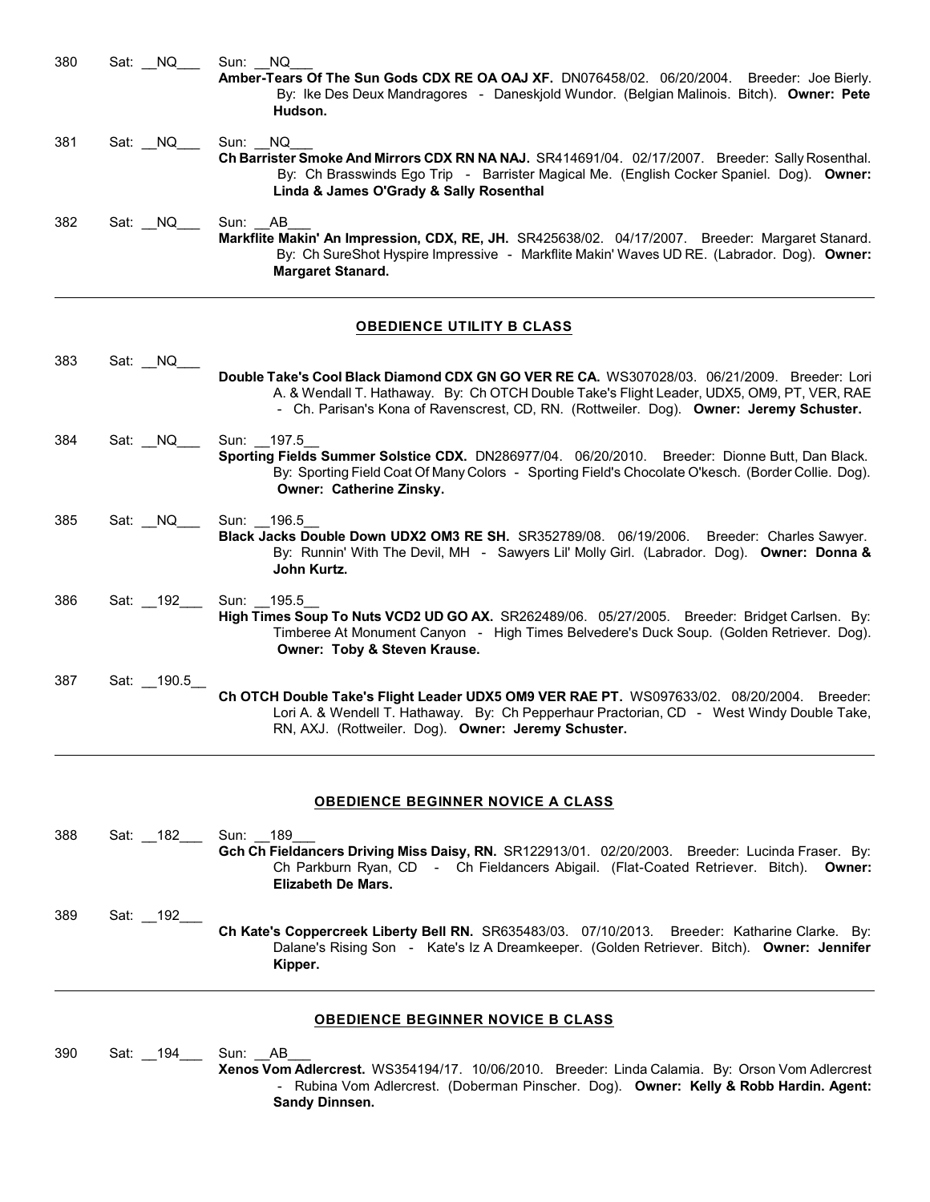380 Sat: __NQ___ Sun: __NQ___
**Amber-Tears Of The Sun Gods CDX RE OA OAJ XF.** DN076458/02. 06/20/2004. Breeder: Joe Bierly. By: Ike Des Deux Mandragores - Daneskjold Wundor. (Belgian Malinois. Bitch). **Owner: Pete Hudson.**

381 Sat: __NQ___ Sun: __NQ___
**Ch Barrister Smoke And Mirrors CDX RN NA NAJ.** SR414691/04. 02/17/2007. Breeder: Sally Rosenthal. By: Ch Brasswinds Ego Trip - Barrister Magical Me. (English Cocker Spaniel. Dog). **Owner: Linda & James O'Grady & Sally Rosenthal**

382 Sat: __NQ___ Sun: __AB___
**Markflite Makin' An Impression, CDX, RE, JH.** SR425638/02. 04/17/2007. Breeder: Margaret Stanard. By: Ch SureShot Hyspire Impressive - Markflite Makin' Waves UD RE. (Labrador. Dog). **Owner: Margaret Stanard.**

---

## OBEDIENCE UTILITY B CLASS

383 Sat: __NQ___
**Double Take's Cool Black Diamond CDX GN GO VER RE CA.** WS307028/03. 06/21/2009. Breeder: Lori A. & Wendall T. Hathaway. By: Ch OTCH Double Take's Flight Leader, UDX5, OM9, PT, VER, RAE - Ch. Parisan's Kona of Ravenscrest, CD, RN. (Rottweiler. Dog). **Owner: Jeremy Schuster.**

384 Sat: __NQ___ Sun: __197.5__
**Sporting Fields Summer Solstice CDX.** DN286977/04. 06/20/2010. Breeder: Dionne Butt, Dan Black. By: Sporting Field Coat Of Many Colors - Sporting Field's Chocolate O'kesch. (Border Collie. Dog). **Owner: Catherine Zinsky.**

385 Sat: __NQ___ Sun: __196.5__
**Black Jacks Double Down UDX2 OM3 RE SH.** SR352789/08. 06/19/2006. Breeder: Charles Sawyer. By: Runnin' With The Devil, MH - Sawyers Lil' Molly Girl. (Labrador. Dog). **Owner: Donna & John Kurtz.**

386 Sat: __192___ Sun: __195.5__
**High Times Soup To Nuts VCD2 UD GO AX.** SR262489/06. 05/27/2005. Breeder: Bridget Carlsen. By: Timberee At Monument Canyon - High Times Belvedere's Duck Soup. (Golden Retriever. Dog). **Owner: Toby & Steven Krause.**

387 Sat: __190.5__
**Ch OTCH Double Take's Flight Leader UDX5 OM9 VER RAE PT.** WS097633/02. 08/20/2004. Breeder: Lori A. & Wendell T. Hathaway. By: Ch Pepperhaur Practorian, CD - West Windy Double Take, RN, AXJ. (Rottweiler. Dog). **Owner: Jeremy Schuster.**

---

## OBEDIENCE BEGINNER NOVICE A CLASS

388 Sat: __182___ Sun: __189___
**Gch Ch Fieldancers Driving Miss Daisy, RN.** SR122913/01. 02/20/2003. Breeder: Lucinda Fraser. By: Ch Parkburn Ryan, CD - Ch Fieldancers Abigail. (Flat-Coated Retriever. Bitch). **Owner: Elizabeth De Mars.**

389 Sat: __192___
**Ch Kate's Coppercreek Liberty Bell RN.** SR635483/03. 07/10/2013. Breeder: Katharine Clarke. By: Dalane's Rising Son - Kate's Iz A Dreamkeeper. (Golden Retriever. Bitch). **Owner: Jennifer Kipper.**

---

## OBEDIENCE BEGINNER NOVICE B CLASS

390 Sat: __194___ Sun: __AB___
**Xenos Vom Adlercrest.** WS354194/17. 10/06/2010. Breeder: Linda Calamia. By: Orson Vom Adlercrest - Rubina Vom Adlercrest. (Doberman Pinscher. Dog). **Owner: Kelly & Robb Hardin. Agent: Sandy Dinnsen.**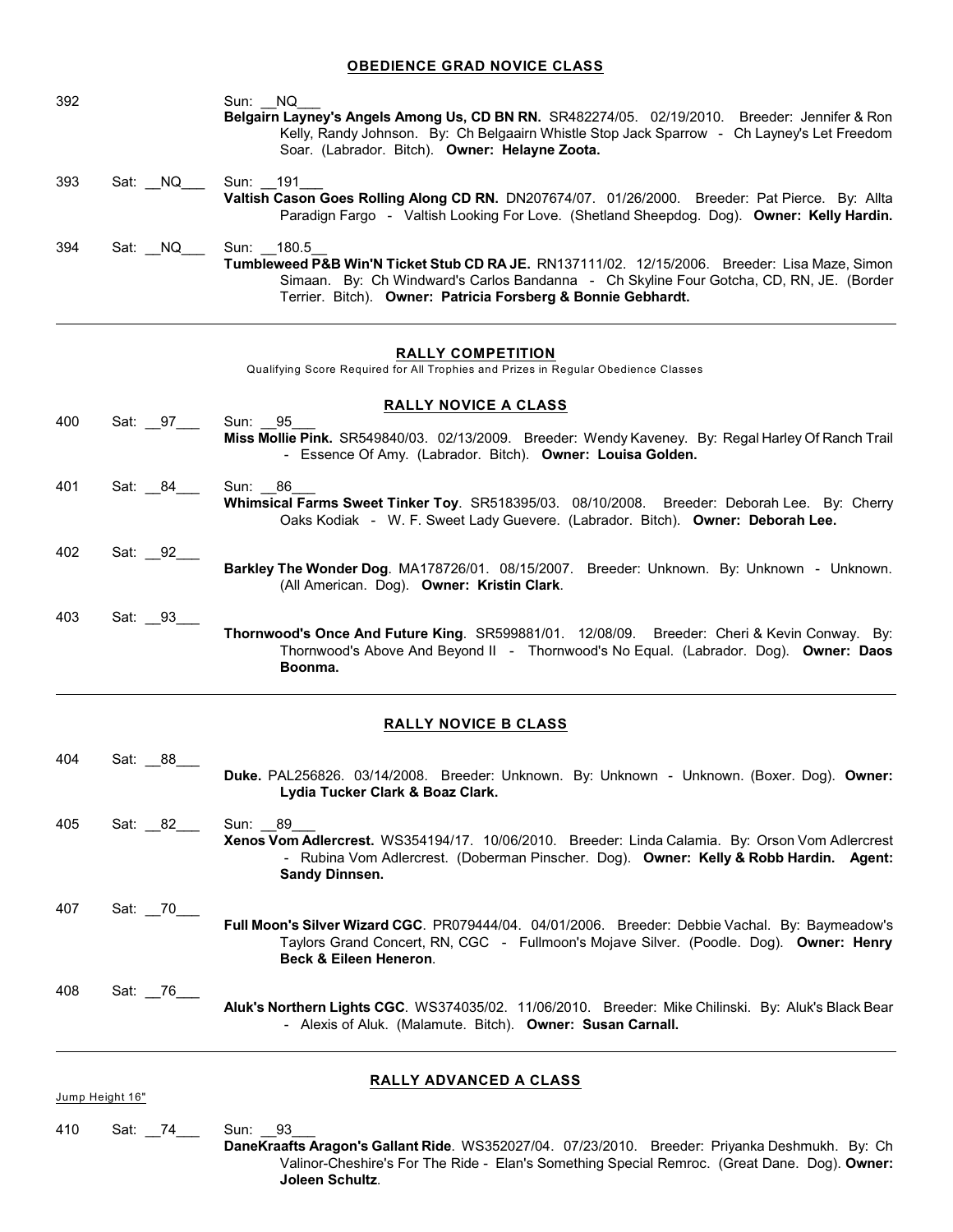## OBEDIENCE GRAD NOVICE CLASS

392 Sun: __NQ___
**Belgairn Layney's Angels Among Us, CD BN RN.** SR482274/05. 02/19/2010. Breeder: Jennifer & Ron Kelly, Randy Johnson. By: Ch Belgaairn Whistle Stop Jack Sparrow - Ch Layney's Let Freedom Soar. (Labrador. Bitch). **Owner: Helayne Zoota.**

393 Sat: __NQ___ Sun: __191___
**Valtish Cason Goes Rolling Along CD RN.** DN207674/07. 01/26/2000. Breeder: Pat Pierce. By: Allta Paradign Fargo - Valtish Looking For Love. (Shetland Sheepdog. Dog). **Owner: Kelly Hardin.**

394 Sat: __NQ___ Sun: __180.5__
**Tumbleweed P&B Win'N Ticket Stub CD RA JE.** RN137111/02. 12/15/2006. Breeder: Lisa Maze, Simon Simaan. By: Ch Windward's Carlos Bandanna - Ch Skyline Four Gotcha, CD, RN, JE. (Border Terrier. Bitch). **Owner: Patricia Forsberg & Bonnie Gebhardt.**

---

## RALLY COMPETITION

Qualifying Score Required for All Trophies and Prizes in Regular Obedience Classes

### RALLY NOVICE A CLASS

400 Sat: __97___ Sun: __95___
**Miss Mollie Pink.** SR549840/03. 02/13/2009. Breeder: Wendy Kaveney. By: Regal Harley Of Ranch Trail - Essence Of Amy. (Labrador. Bitch). **Owner: Louisa Golden.**

401 Sat: __84___ Sun: __86___
**Whimsical Farms Sweet Tinker Toy**. SR518395/03. 08/10/2008. Breeder: Deborah Lee. By: Cherry Oaks Kodiak - W. F. Sweet Lady Guevere. (Labrador. Bitch). **Owner: Deborah Lee.**

402 Sat: __92___
**Barkley The Wonder Dog**. MA178726/01. 08/15/2007. Breeder: Unknown. By: Unknown - Unknown. (All American. Dog). **Owner: Kristin Clark**.

403 Sat: __93___
**Thornwood's Once And Future King**. SR599881/01. 12/08/09. Breeder: Cheri & Kevin Conway. By: Thornwood's Above And Beyond II - Thornwood's No Equal. (Labrador. Dog). **Owner: Daos Boonma.**

---

### RALLY NOVICE B CLASS

404 Sat: __88___
**Duke.** PAL256826. 03/14/2008. Breeder: Unknown. By: Unknown - Unknown. (Boxer. Dog). **Owner: Lydia Tucker Clark & Boaz Clark.**

405 Sat: __82___ Sun: __89___
**Xenos Vom Adlercrest.** WS354194/17. 10/06/2010. Breeder: Linda Calamia. By: Orson Vom Adlercrest - Rubina Vom Adlercrest. (Doberman Pinscher. Dog). **Owner: Kelly & Robb Hardin. Agent: Sandy Dinnsen.**

407 Sat: __70___
**Full Moon's Silver Wizard CGC**. PR079444/04. 04/01/2006. Breeder: Debbie Vachal. By: Baymeadow's Taylors Grand Concert, RN, CGC - Fullmoon's Mojave Silver. (Poodle. Dog). **Owner: Henry Beck & Eileen Heneron**.

408 Sat: __76___
**Aluk's Northern Lights CGC**. WS374035/02. 11/06/2010. Breeder: Mike Chilinski. By: Aluk's Black Bear - Alexis of Aluk. (Malamute. Bitch). **Owner: Susan Carnall.**

---

### RALLY ADVANCED A CLASS

Jump Height 16"

410 Sat: __74___ Sun: __93___
**DaneKraafts Aragon's Gallant Ride**. WS352027/04. 07/23/2010. Breeder: Priyanka Deshmukh. By: Ch Valinor-Cheshire's For The Ride - Elan's Something Special Remroc. (Great Dane. Dog). **Owner: Joleen Schultz**.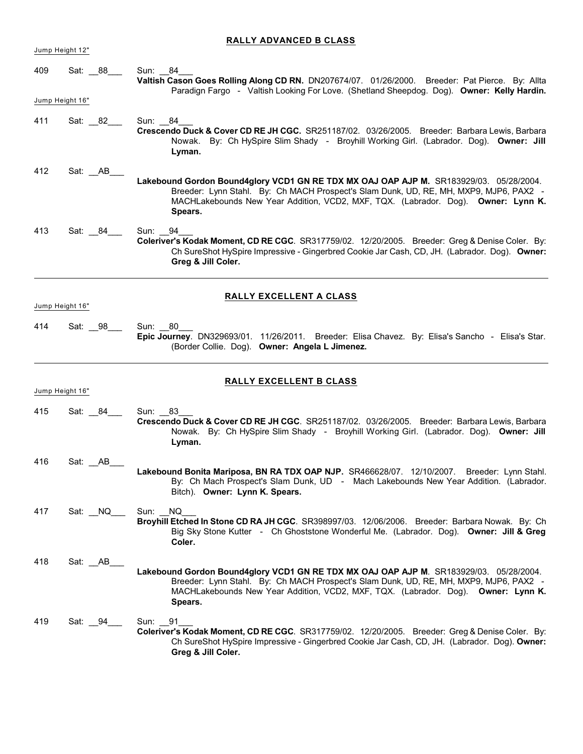## RALLY ADVANCED B CLASS

Jump Height 12"

409 Sat: __88___ Sun: __84___

**Valtish Cason Goes Rolling Along CD RN.** DN207674/07. 01/26/2000. Breeder: Pat Pierce. By: Allta Paradign Fargo - Valtish Looking For Love. (Shetland Sheepdog. Dog). **Owner: Kelly Hardin.**

Jump Height 16"

411 Sat: __82___ Sun: __84___

**Crescendo Duck & Cover CD RE JH CGC.** SR251187/02. 03/26/2005. Breeder: Barbara Lewis, Barbara Nowak. By: Ch HySpire Slim Shady - Broyhill Working Girl. (Labrador. Dog). **Owner: Jill Lyman.**

412 Sat: __AB___

**Lakebound Gordon Bound4glory VCD1 GN RE TDX MX OAJ OAP AJP M.** SR183929/03. 05/28/2004. Breeder: Lynn Stahl. By: Ch MACH Prospect's Slam Dunk, UD, RE, MH, MXP9, MJP6, PAX2 - MACHLakebounds New Year Addition, VCD2, MXF, TQX. (Labrador. Dog). **Owner: Lynn K. Spears.**

413 Sat: __84___ Sun: __94___

**Coleriver's Kodak Moment, CD RE CGC**. SR317759/02. 12/20/2005. Breeder: Greg & Denise Coler. By: Ch SureShot HySpire Impressive - Gingerbred Cookie Jar Cash, CD, JH. (Labrador. Dog). **Owner: Greg & Jill Coler.**

---

## RALLY EXCELLENT A CLASS

Jump Height 16"

414 Sat: __98___ Sun: __80___

**Epic Journey**. DN329693/01. 11/26/2011. Breeder: Elisa Chavez. By: Elisa's Sancho - Elisa's Star. (Border Collie. Dog). **Owner: Angela L Jimenez.**

---

## RALLY EXCELLENT B CLASS

Jump Height 16"

415 Sat: __84___ Sun: __83___

**Crescendo Duck & Cover CD RE JH CGC**. SR251187/02. 03/26/2005. Breeder: Barbara Lewis, Barbara Nowak. By: Ch HySpire Slim Shady - Broyhill Working Girl. (Labrador. Dog). **Owner: Jill Lyman.**

416 Sat: __AB___

**Lakebound Bonita Mariposa, BN RA TDX OAP NJP.** SR466628/07. 12/10/2007. Breeder: Lynn Stahl. By: Ch Mach Prospect's Slam Dunk, UD - Mach Lakebounds New Year Addition. (Labrador. Bitch). **Owner: Lynn K. Spears.**

417 Sat: __NQ___ Sun: __NQ___

**Broyhill Etched In Stone CD RA JH CGC**. SR398997/03. 12/06/2006. Breeder: Barbara Nowak. By: Ch Big Sky Stone Kutter - Ch Ghoststone Wonderful Me. (Labrador. Dog). **Owner: Jill & Greg Coler.**

418 Sat: __AB___

**Lakebound Gordon Bound4glory VCD1 GN RE TDX MX OAJ OAP AJP M**. SR183929/03. 05/28/2004. Breeder: Lynn Stahl. By: Ch MACH Prospect's Slam Dunk, UD, RE, MH, MXP9, MJP6, PAX2 - MACHLakebounds New Year Addition, VCD2, MXF, TQX. (Labrador. Dog). **Owner: Lynn K. Spears.**

419 Sat: __94___ Sun: __91___

**Coleriver's Kodak Moment, CD RE CGC**. SR317759/02. 12/20/2005. Breeder: Greg & Denise Coler. By: Ch SureShot HySpire Impressive - Gingerbred Cookie Jar Cash, CD, JH. (Labrador. Dog). **Owner: Greg & Jill Coler.**